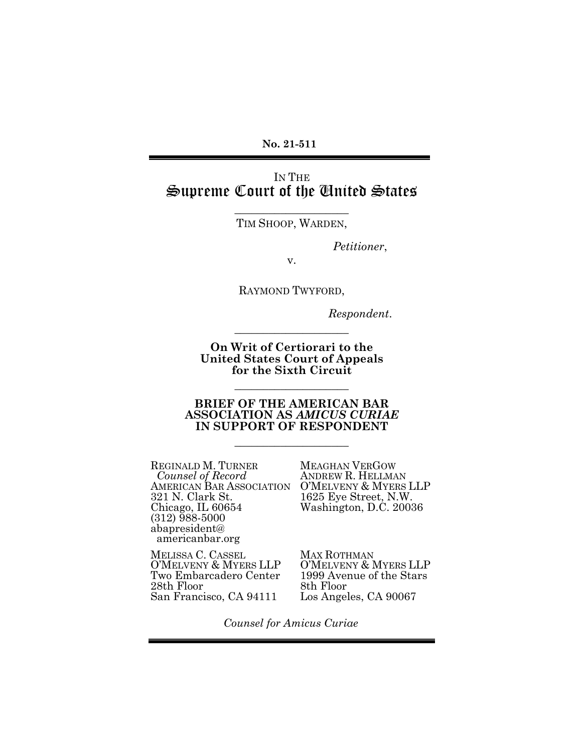**No. 21-511**

---

IN THE
# Supreme Court of the United States

---

TIM SHOOP, WARDEN,

*Petitioner*,

v.

RAYMOND TWYFORD,

*Respondent*.

---

**On Writ of Certiorari to the United States Court of Appeals for the Sixth Circuit**

---

**BRIEF OF THE AMERICAN BAR ASSOCIATION AS *AMICUS CURIAE* IN SUPPORT OF RESPONDENT**

---

REGINALD M. TURNER
*Counsel of Record*
AMERICAN BAR ASSOCIATION
321 N. Clark St.
Chicago, IL 60654
(312) 988-5000
abapresident@americanbar.org

MEAGHAN VERGOW
ANDREW R. HELLMAN
O'MELVENY & MYERS LLP
1625 Eye Street, N.W.
Washington, D.C. 20036

MELISSA C. CASSEL
O'MELVENY & MYERS LLP
Two Embarcadero Center
28th Floor
San Francisco, CA 94111

MAX ROTHMAN
O'MELVENY & MYERS LLP
1999 Avenue of the Stars
8th Floor
Los Angeles, CA 90067

*Counsel for Amicus Curiae*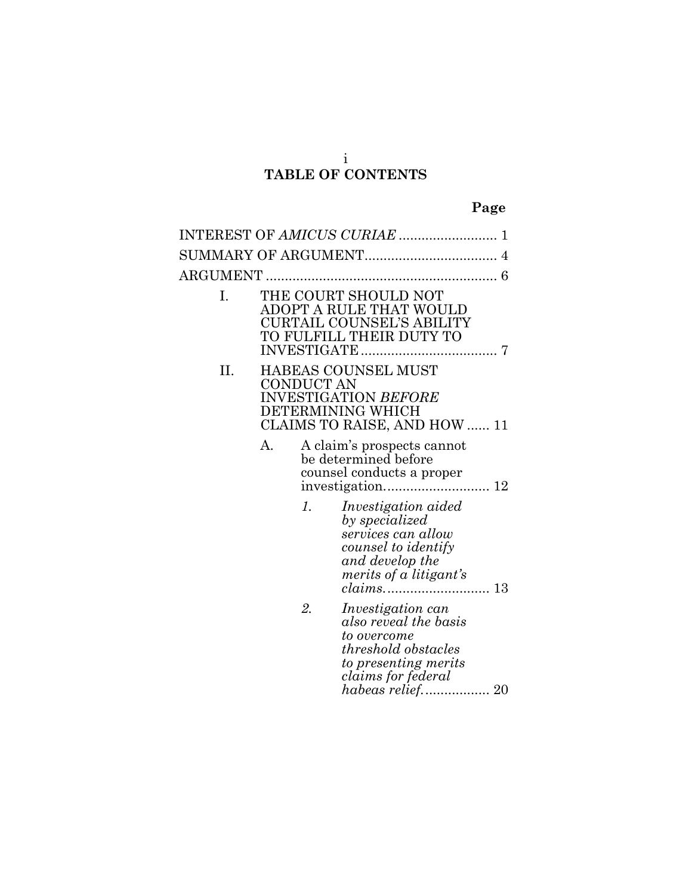# TABLE OF CONTENTS

| | Page |
|---|---|
| INTEREST OF *AMICUS CURIAE* | 1 |
| SUMMARY OF ARGUMENT | 4 |
| ARGUMENT | 6 |
| I. THE COURT SHOULD NOT ADOPT A RULE THAT WOULD CURTAIL COUNSEL'S ABILITY TO FULFILL THEIR DUTY TO INVESTIGATE | 7 |
| II. HABEAS COUNSEL MUST CONDUCT AN INVESTIGATION *BEFORE* DETERMINING WHICH CLAIMS TO RAISE, AND HOW | 11 |
| A. A claim's prospects cannot be determined before counsel conducts a proper investigation. | 12 |
| *1. Investigation aided by specialized services can allow counsel to identify and develop the merits of a litigant's claims.* | 13 |
| *2. Investigation can also reveal the basis to overcome threshold obstacles to presenting merits claims for federal habeas relief.* | 20 |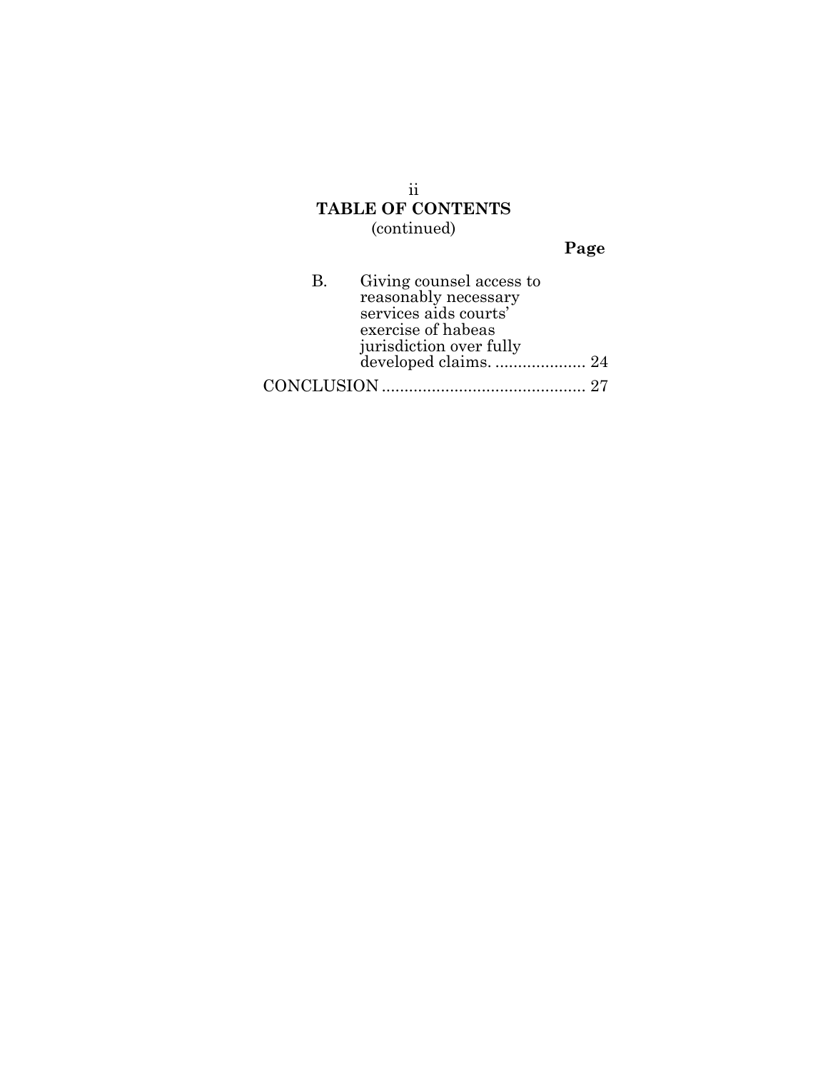**TABLE OF CONTENTS**
(continued)

| | Page |
|---|---|
| B. Giving counsel access to reasonably necessary services aids courts' exercise of habeas jurisdiction over fully developed claims. | 24 |
| CONCLUSION | 27 |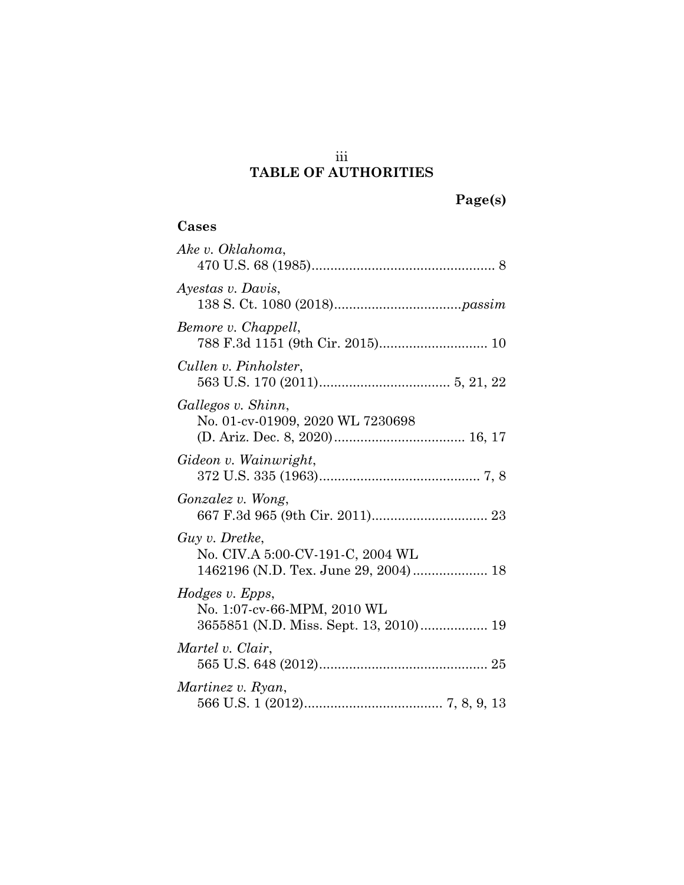## TABLE OF AUTHORITIES

**Page(s)**

### Cases

*Ake v. Oklahoma*,
470 U.S. 68 (1985) ... 8

*Ayestas v. Davis*,
138 S. Ct. 1080 (2018) ... *passim*

*Bemore v. Chappell*,
788 F.3d 1151 (9th Cir. 2015) ... 10

*Cullen v. Pinholster*,
563 U.S. 170 (2011) ... 5, 21, 22

*Gallegos v. Shinn*,
No. 01-cv-01909, 2020 WL 7230698
(D. Ariz. Dec. 8, 2020) ... 16, 17

*Gideon v. Wainwright*,
372 U.S. 335 (1963) ... 7, 8

*Gonzalez v. Wong*,
667 F.3d 965 (9th Cir. 2011) ... 23

*Guy v. Dretke*,
No. CIV.A 5:00-CV-191-C, 2004 WL
1462196 (N.D. Tex. June 29, 2004) ... 18

*Hodges v. Epps*,
No. 1:07-cv-66-MPM, 2010 WL
3655851 (N.D. Miss. Sept. 13, 2010) ... 19

*Martel v. Clair*,
565 U.S. 648 (2012) ... 25

*Martinez v. Ryan*,
566 U.S. 1 (2012) ... 7, 8, 9, 13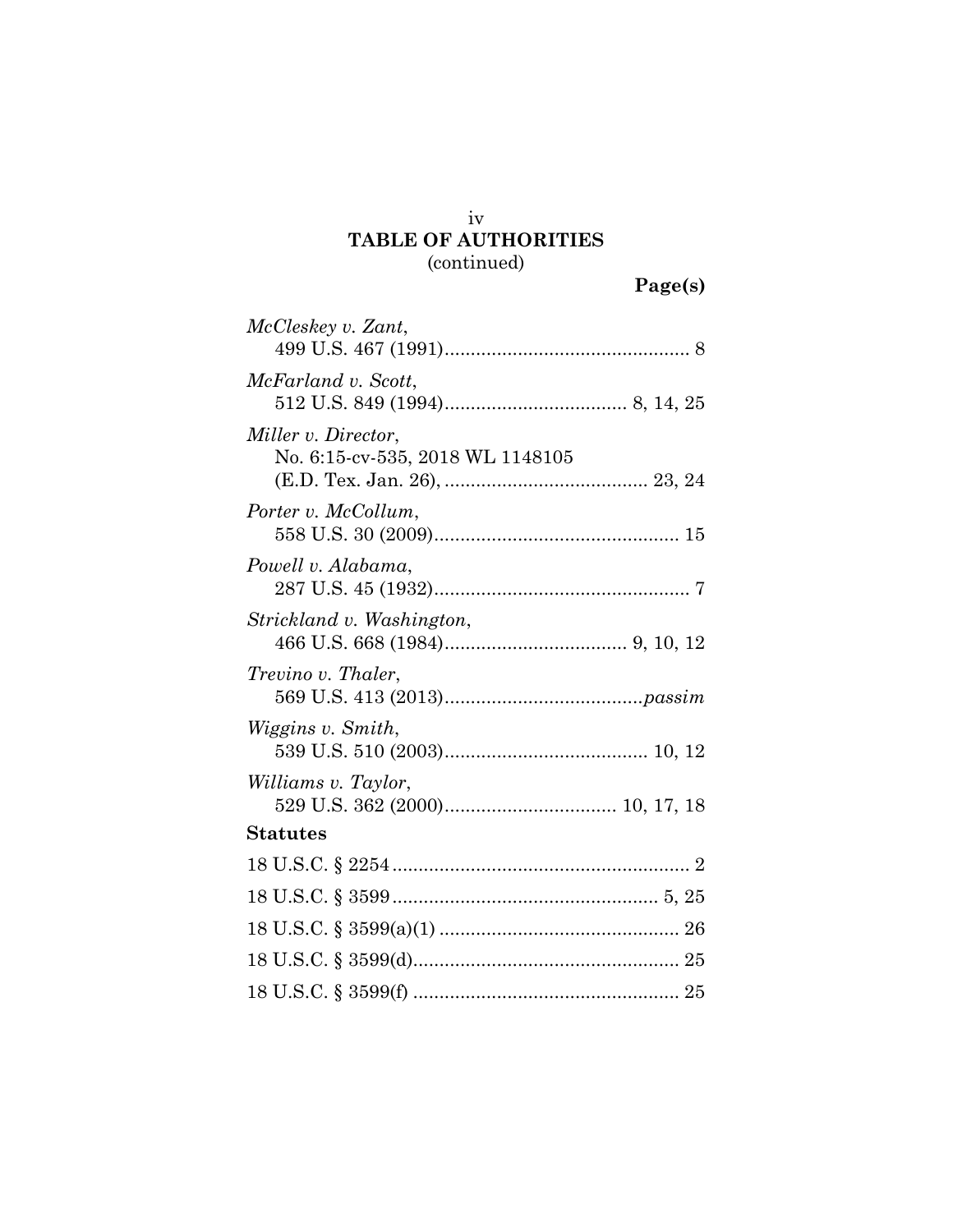**TABLE OF AUTHORITIES**
(continued)

**Page(s)**

*McCleskey v. Zant*,
499 U.S. 467 (1991) ............................................... 8

*McFarland v. Scott*,
512 U.S. 849 (1994) ................................... 8, 14, 25

*Miller v. Director*,
No. 6:15-cv-535, 2018 WL 1148105
(E.D. Tex. Jan. 26), ....................................... 23, 24

*Porter v. McCollum*,
558 U.S. 30 (2009) ............................................... 15

*Powell v. Alabama*,
287 U.S. 45 (1932) ................................................. 7

*Strickland v. Washington*,
466 U.S. 668 (1984) ................................... 9, 10, 12

*Trevino v. Thaler*,
569 U.S. 413 (2013) ...................................... *passim*

*Wiggins v. Smith*,
539 U.S. 510 (2003) ....................................... 10, 12

*Williams v. Taylor*,
529 U.S. 362 (2000) ................................. 10, 17, 18

**Statutes**

18 U.S.C. § 2254 ......................................................... 2

18 U.S.C. § 3599 .................................................. 5, 25

18 U.S.C. § 3599(a)(1) ............................................. 26

18 U.S.C. § 3599(d) .................................................. 25

18 U.S.C. § 3599(f) ................................................... 25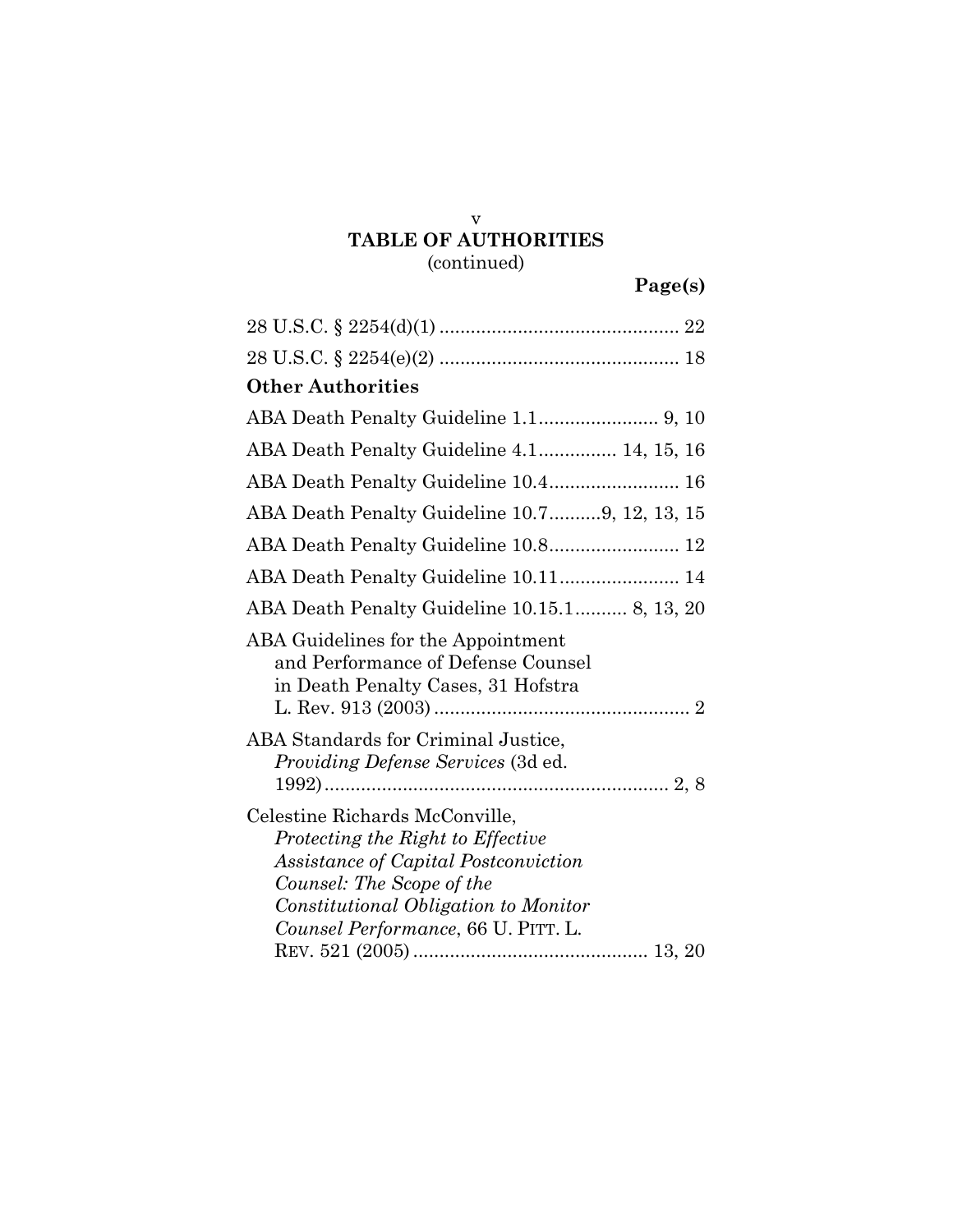**TABLE OF AUTHORITIES**
(continued)

**Page(s)**

28 U.S.C. § 2254(d)(1) .............................................. 22

28 U.S.C. § 2254(e)(2) .............................................. 18

**Other Authorities**

ABA Death Penalty Guideline 1.1....................... 9, 10

ABA Death Penalty Guideline 4.1............... 14, 15, 16

ABA Death Penalty Guideline 10.4......................... 16

ABA Death Penalty Guideline 10.7..........9, 12, 13, 15

ABA Death Penalty Guideline 10.8......................... 12

ABA Death Penalty Guideline 10.11....................... 14

ABA Death Penalty Guideline 10.15.1.......... 8, 13, 20

ABA Guidelines for the Appointment and Performance of Defense Counsel in Death Penalty Cases, 31 Hofstra L. Rev. 913 (2003) ................................................. 2

ABA Standards for Criminal Justice, *Providing Defense Services* (3d ed. 1992).................................................................. 2, 8

Celestine Richards McConville, *Protecting the Right to Effective Assistance of Capital Postconviction Counsel: The Scope of the Constitutional Obligation to Monitor Counsel Performance*, 66 U. PITT. L. REV. 521 (2005)............................................ 13, 20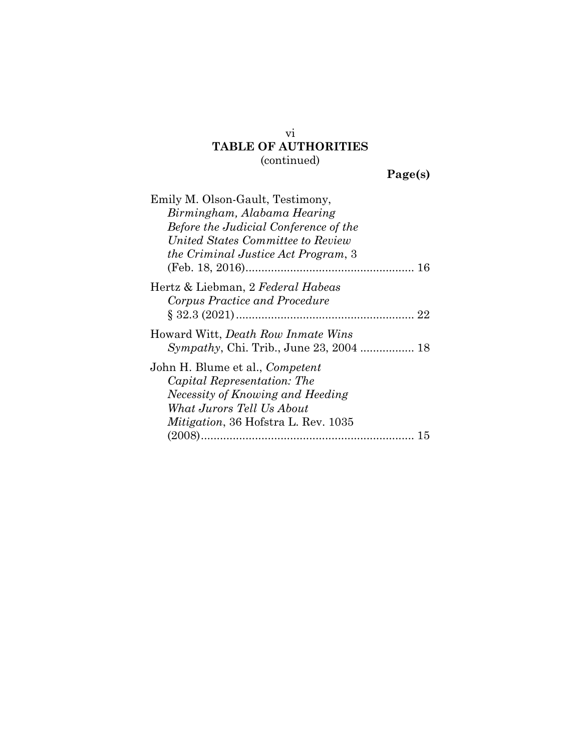**TABLE OF AUTHORITIES**
(continued)

**Page(s)**

Emily M. Olson-Gault, Testimony, *Birmingham, Alabama Hearing Before the Judicial Conference of the United States Committee to Review the Criminal Justice Act Program*, 3 (Feb. 18, 2016) .................................................... 16

Hertz & Liebman, 2 *Federal Habeas Corpus Practice and Procedure* § 32.3 (2021) ........................................................ 22

Howard Witt, *Death Row Inmate Wins Sympathy*, Chi. Trib., June 23, 2004 ................. 18

John H. Blume et al., *Competent Capital Representation: The Necessity of Knowing and Heeding What Jurors Tell Us About Mitigation*, 36 Hofstra L. Rev. 1035 (2008) .................................................................. 15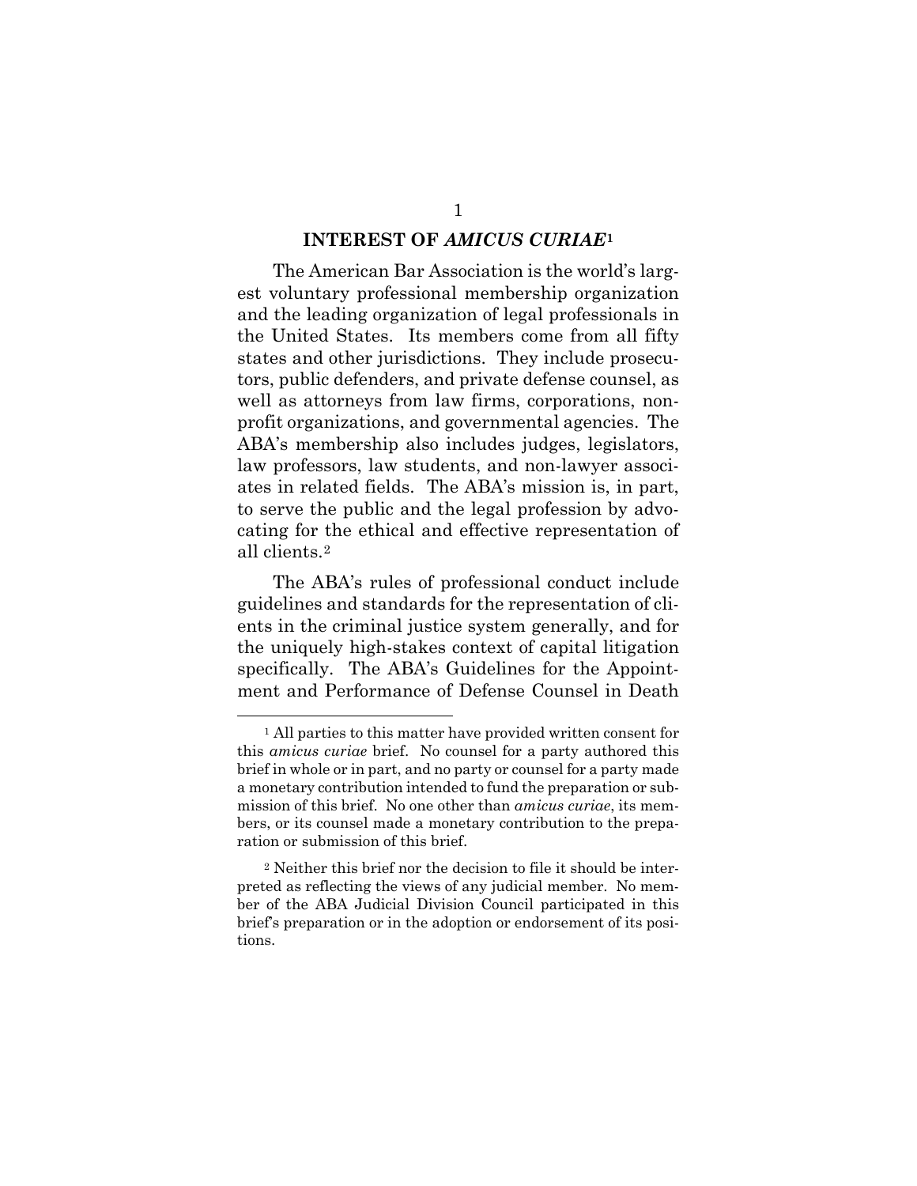## INTEREST OF *AMICUS CURIAE*[1]

The American Bar Association is the world's largest voluntary professional membership organization and the leading organization of legal professionals in the United States. Its members come from all fifty states and other jurisdictions. They include prosecutors, public defenders, and private defense counsel, as well as attorneys from law firms, corporations, nonprofit organizations, and governmental agencies. The ABA's membership also includes judges, legislators, law professors, law students, and non-lawyer associates in related fields. The ABA's mission is, in part, to serve the public and the legal profession by advocating for the ethical and effective representation of all clients.[2]

The ABA's rules of professional conduct include guidelines and standards for the representation of clients in the criminal justice system generally, and for the uniquely high-stakes context of capital litigation specifically. The ABA's Guidelines for the Appointment and Performance of Defense Counsel in Death

---

[1] All parties to this matter have provided written consent for this *amicus curiae* brief. No counsel for a party authored this brief in whole or in part, and no party or counsel for a party made a monetary contribution intended to fund the preparation or submission of this brief. No one other than *amicus curiae*, its members, or its counsel made a monetary contribution to the preparation or submission of this brief.

[2] Neither this brief nor the decision to file it should be interpreted as reflecting the views of any judicial member. No member of the ABA Judicial Division Council participated in this brief's preparation or in the adoption or endorsement of its positions.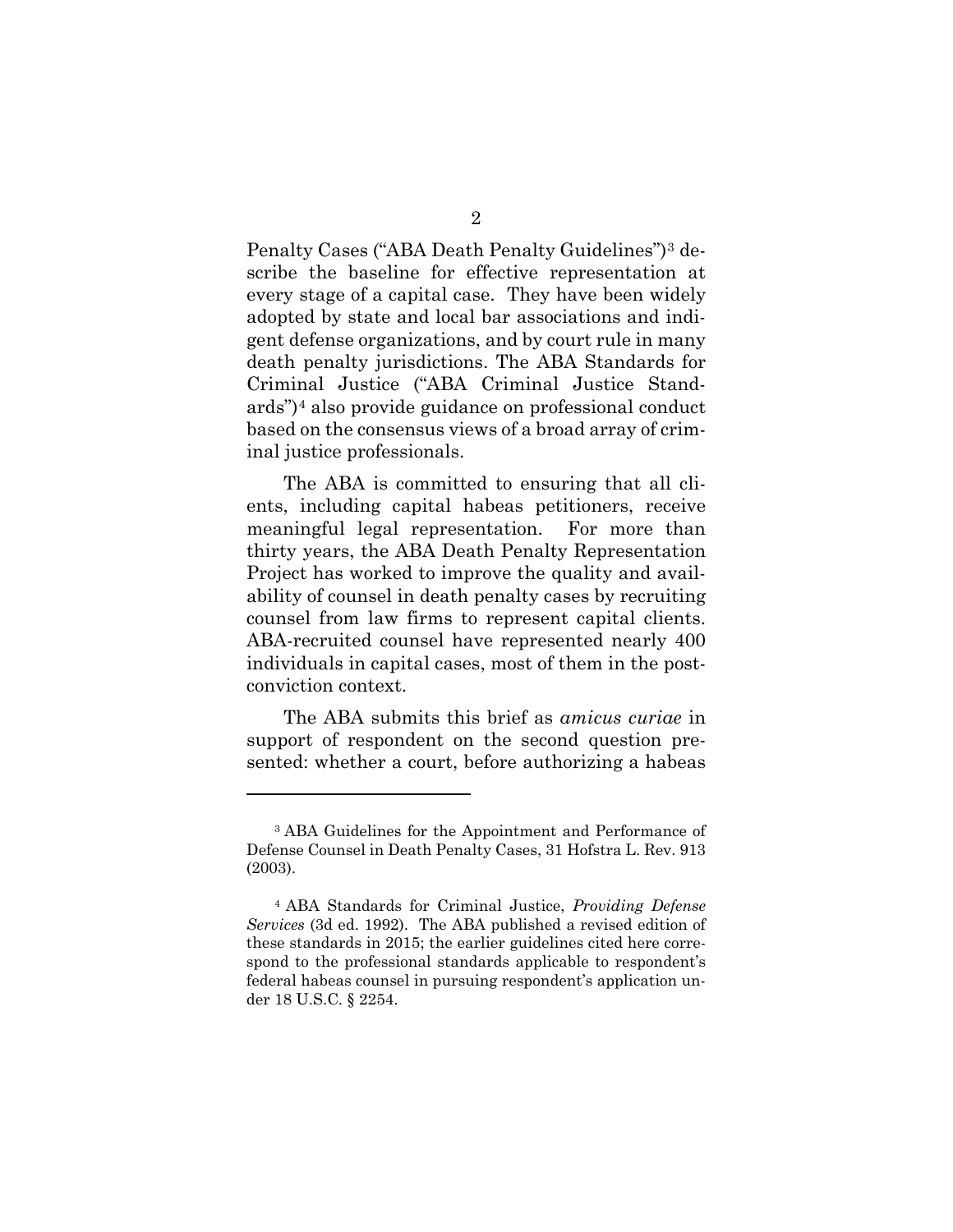Penalty Cases ("ABA Death Penalty Guidelines")[3] describe the baseline for effective representation at every stage of a capital case. They have been widely adopted by state and local bar associations and indigent defense organizations, and by court rule in many death penalty jurisdictions. The ABA Standards for Criminal Justice ("ABA Criminal Justice Standards")[4] also provide guidance on professional conduct based on the consensus views of a broad array of criminal justice professionals.

The ABA is committed to ensuring that all clients, including capital habeas petitioners, receive meaningful legal representation. For more than thirty years, the ABA Death Penalty Representation Project has worked to improve the quality and availability of counsel in death penalty cases by recruiting counsel from law firms to represent capital clients. ABA-recruited counsel have represented nearly 400 individuals in capital cases, most of them in the post-conviction context.

The ABA submits this brief as *amicus curiae* in support of respondent on the second question presented: whether a court, before authorizing a habeas

---

[3] ABA Guidelines for the Appointment and Performance of Defense Counsel in Death Penalty Cases, 31 Hofstra L. Rev. 913 (2003).

[4] ABA Standards for Criminal Justice, *Providing Defense Services* (3d ed. 1992). The ABA published a revised edition of these standards in 2015; the earlier guidelines cited here correspond to the professional standards applicable to respondent's federal habeas counsel in pursuing respondent's application under 18 U.S.C. § 2254.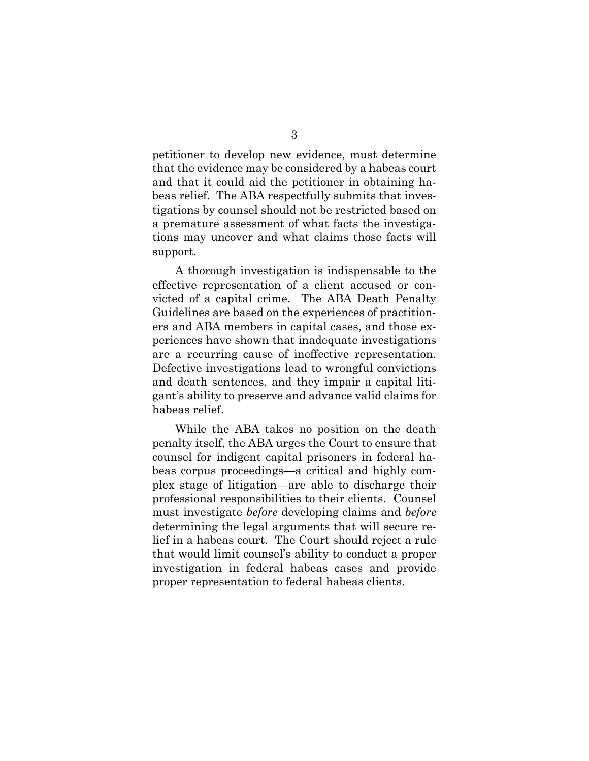petitioner to develop new evidence, must determine that the evidence may be considered by a habeas court and that it could aid the petitioner in obtaining habeas relief. The ABA respectfully submits that investigations by counsel should not be restricted based on a premature assessment of what facts the investigations may uncover and what claims those facts will support.

A thorough investigation is indispensable to the effective representation of a client accused or convicted of a capital crime. The ABA Death Penalty Guidelines are based on the experiences of practitioners and ABA members in capital cases, and those experiences have shown that inadequate investigations are a recurring cause of ineffective representation. Defective investigations lead to wrongful convictions and death sentences, and they impair a capital litigant's ability to preserve and advance valid claims for habeas relief.

While the ABA takes no position on the death penalty itself, the ABA urges the Court to ensure that counsel for indigent capital prisoners in federal habeas corpus proceedings—a critical and highly complex stage of litigation—are able to discharge their professional responsibilities to their clients. Counsel must investigate *before* developing claims and *before* determining the legal arguments that will secure relief in a habeas court. The Court should reject a rule that would limit counsel's ability to conduct a proper investigation in federal habeas cases and provide proper representation to federal habeas clients.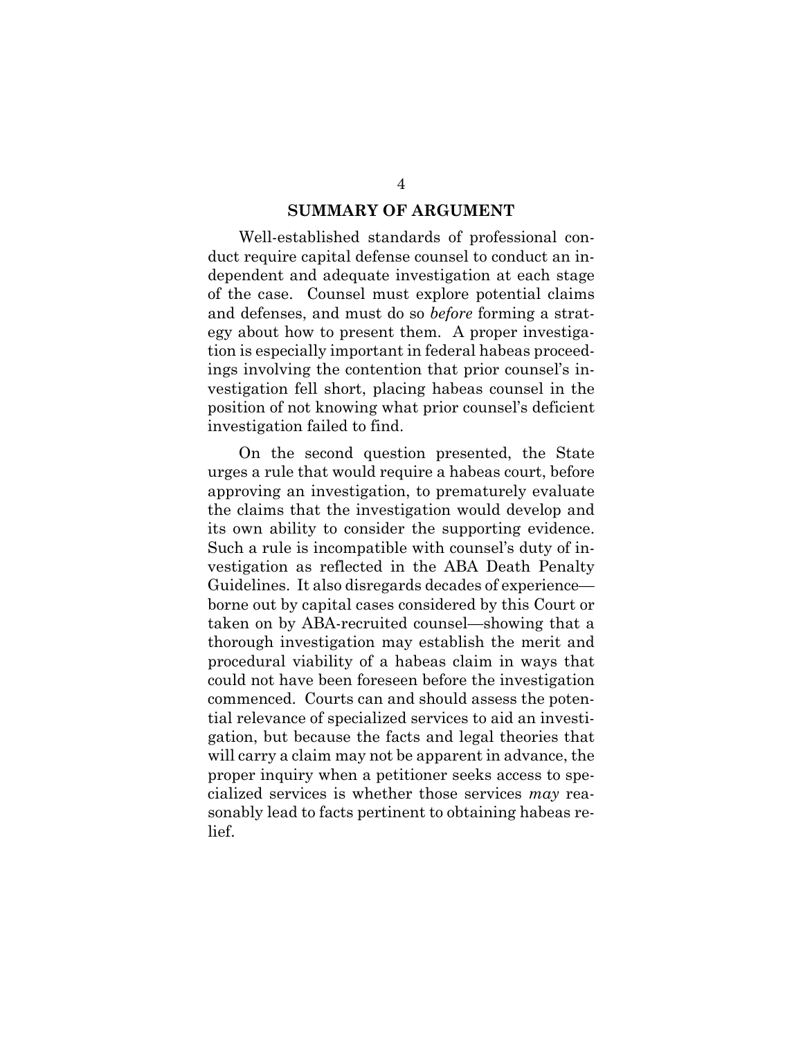## SUMMARY OF ARGUMENT

Well-established standards of professional conduct require capital defense counsel to conduct an independent and adequate investigation at each stage of the case. Counsel must explore potential claims and defenses, and must do so *before* forming a strategy about how to present them. A proper investigation is especially important in federal habeas proceedings involving the contention that prior counsel's investigation fell short, placing habeas counsel in the position of not knowing what prior counsel's deficient investigation failed to find.

On the second question presented, the State urges a rule that would require a habeas court, before approving an investigation, to prematurely evaluate the claims that the investigation would develop and its own ability to consider the supporting evidence. Such a rule is incompatible with counsel's duty of investigation as reflected in the ABA Death Penalty Guidelines. It also disregards decades of experience—borne out by capital cases considered by this Court or taken on by ABA-recruited counsel—showing that a thorough investigation may establish the merit and procedural viability of a habeas claim in ways that could not have been foreseen before the investigation commenced. Courts can and should assess the potential relevance of specialized services to aid an investigation, but because the facts and legal theories that will carry a claim may not be apparent in advance, the proper inquiry when a petitioner seeks access to specialized services is whether those services *may* reasonably lead to facts pertinent to obtaining habeas relief.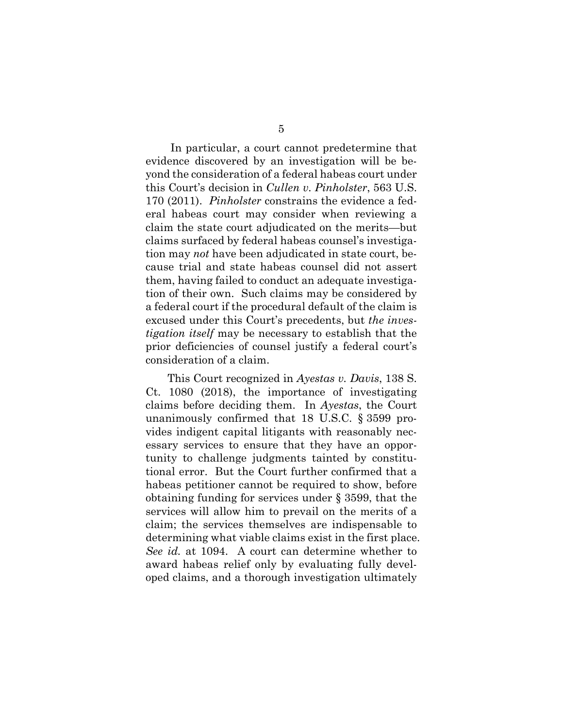In particular, a court cannot predetermine that evidence discovered by an investigation will be beyond the consideration of a federal habeas court under this Court's decision in *Cullen v. Pinholster*, 563 U.S. 170 (2011). *Pinholster* constrains the evidence a federal habeas court may consider when reviewing a claim the state court adjudicated on the merits—but claims surfaced by federal habeas counsel's investigation may *not* have been adjudicated in state court, because trial and state habeas counsel did not assert them, having failed to conduct an adequate investigation of their own. Such claims may be considered by a federal court if the procedural default of the claim is excused under this Court's precedents, but *the investigation itself* may be necessary to establish that the prior deficiencies of counsel justify a federal court's consideration of a claim.

This Court recognized in *Ayestas v. Davis*, 138 S. Ct. 1080 (2018), the importance of investigating claims before deciding them. In *Ayestas*, the Court unanimously confirmed that 18 U.S.C. § 3599 provides indigent capital litigants with reasonably necessary services to ensure that they have an opportunity to challenge judgments tainted by constitutional error. But the Court further confirmed that a habeas petitioner cannot be required to show, before obtaining funding for services under § 3599, that the services will allow him to prevail on the merits of a claim; the services themselves are indispensable to determining what viable claims exist in the first place. *See id.* at 1094. A court can determine whether to award habeas relief only by evaluating fully developed claims, and a thorough investigation ultimately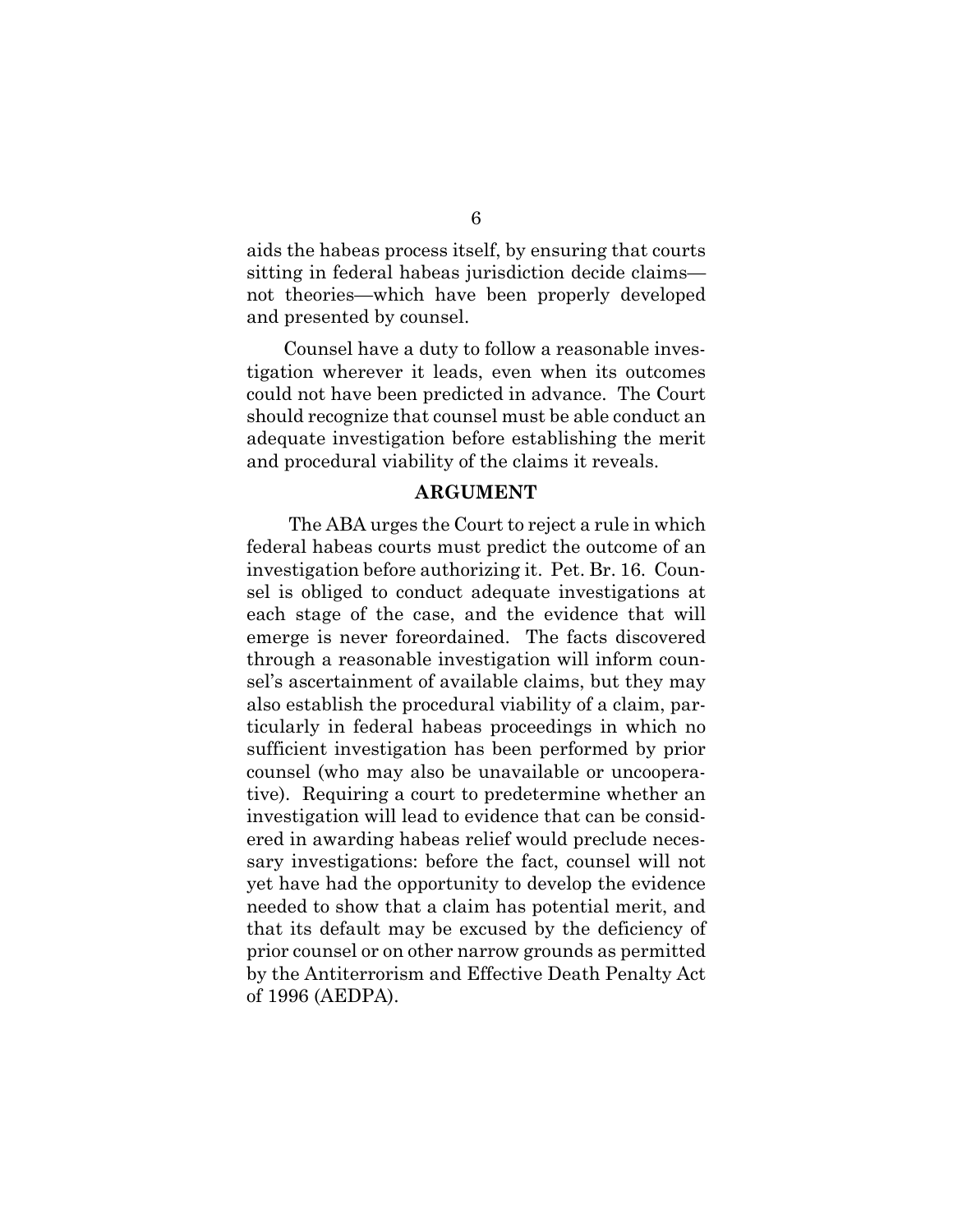aids the habeas process itself, by ensuring that courts sitting in federal habeas jurisdiction decide claims—not theories—which have been properly developed and presented by counsel.

Counsel have a duty to follow a reasonable investigation wherever it leads, even when its outcomes could not have been predicted in advance. The Court should recognize that counsel must be able conduct an adequate investigation before establishing the merit and procedural viability of the claims it reveals.

## ARGUMENT

The ABA urges the Court to reject a rule in which federal habeas courts must predict the outcome of an investigation before authorizing it. Pet. Br. 16. Counsel is obliged to conduct adequate investigations at each stage of the case, and the evidence that will emerge is never foreordained. The facts discovered through a reasonable investigation will inform counsel's ascertainment of available claims, but they may also establish the procedural viability of a claim, particularly in federal habeas proceedings in which no sufficient investigation has been performed by prior counsel (who may also be unavailable or uncooperative). Requiring a court to predetermine whether an investigation will lead to evidence that can be considered in awarding habeas relief would preclude necessary investigations: before the fact, counsel will not yet have had the opportunity to develop the evidence needed to show that a claim has potential merit, and that its default may be excused by the deficiency of prior counsel or on other narrow grounds as permitted by the Antiterrorism and Effective Death Penalty Act of 1996 (AEDPA).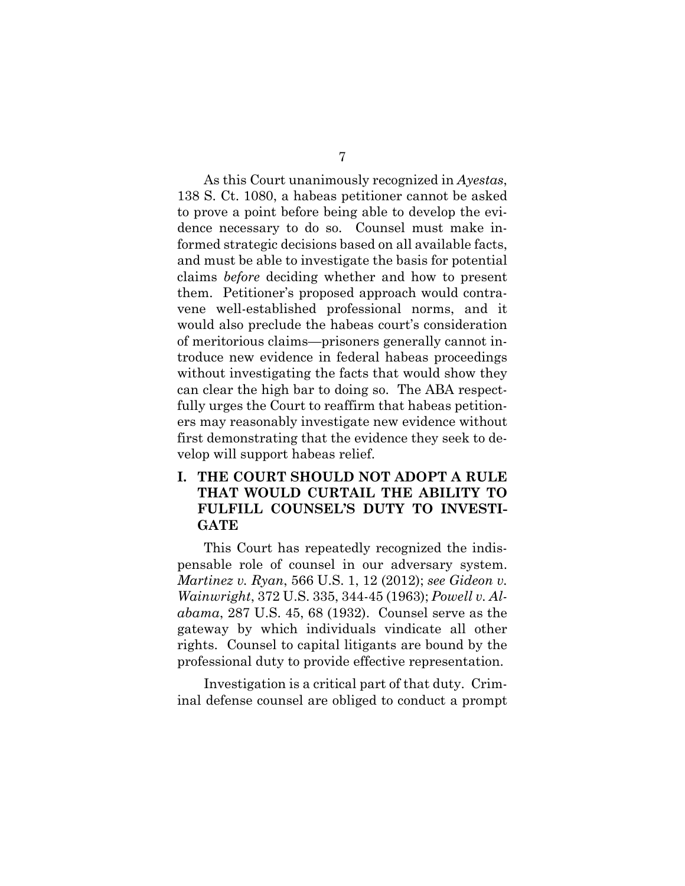As this Court unanimously recognized in *Ayestas*, 138 S. Ct. 1080, a habeas petitioner cannot be asked to prove a point before being able to develop the evidence necessary to do so. Counsel must make informed strategic decisions based on all available facts, and must be able to investigate the basis for potential claims *before* deciding whether and how to present them. Petitioner's proposed approach would contravene well-established professional norms, and it would also preclude the habeas court's consideration of meritorious claims—prisoners generally cannot introduce new evidence in federal habeas proceedings without investigating the facts that would show they can clear the high bar to doing so. The ABA respectfully urges the Court to reaffirm that habeas petitioners may reasonably investigate new evidence without first demonstrating that the evidence they seek to develop will support habeas relief.

## I. THE COURT SHOULD NOT ADOPT A RULE THAT WOULD CURTAIL THE ABILITY TO FULFILL COUNSEL'S DUTY TO INVESTIGATE

This Court has repeatedly recognized the indispensable role of counsel in our adversary system. *Martinez v. Ryan*, 566 U.S. 1, 12 (2012); *see Gideon v. Wainwright*, 372 U.S. 335, 344-45 (1963); *Powell v. Alabama*, 287 U.S. 45, 68 (1932). Counsel serve as the gateway by which individuals vindicate all other rights. Counsel to capital litigants are bound by the professional duty to provide effective representation.

Investigation is a critical part of that duty. Criminal defense counsel are obliged to conduct a prompt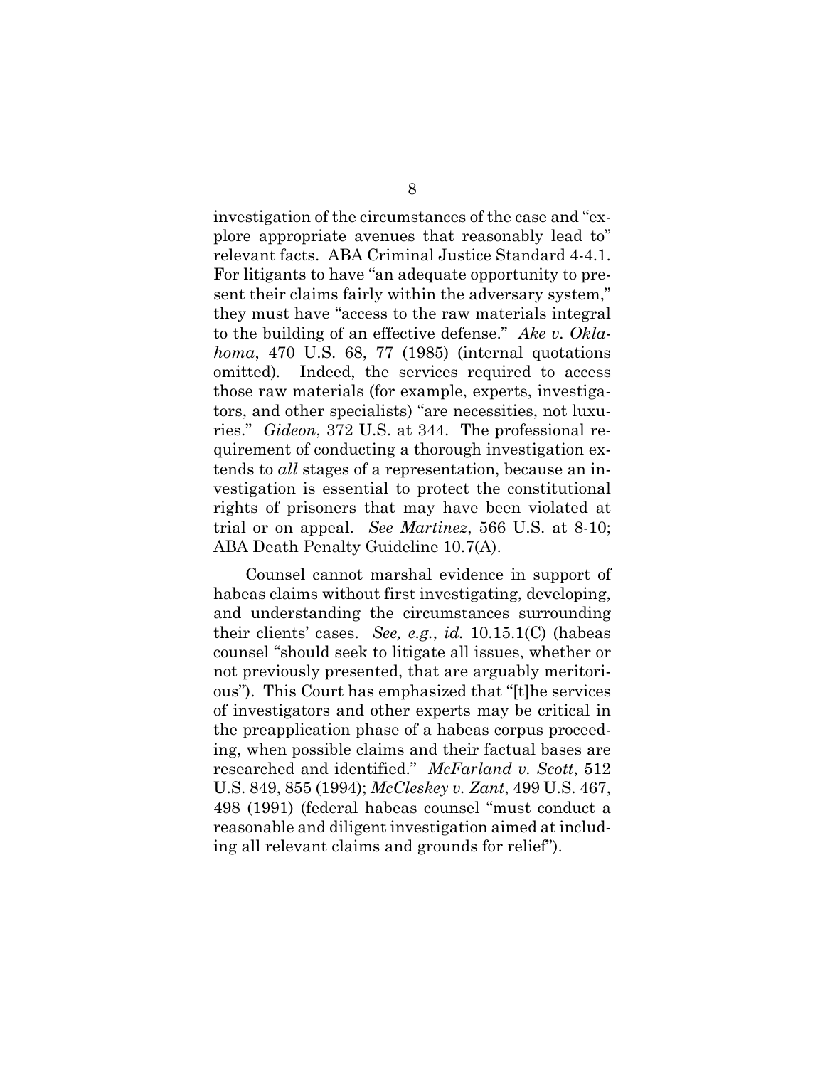investigation of the circumstances of the case and "explore appropriate avenues that reasonably lead to" relevant facts. ABA Criminal Justice Standard 4-4.1. For litigants to have "an adequate opportunity to present their claims fairly within the adversary system," they must have "access to the raw materials integral to the building of an effective defense." *Ake v. Oklahoma*, 470 U.S. 68, 77 (1985) (internal quotations omitted). Indeed, the services required to access those raw materials (for example, experts, investigators, and other specialists) "are necessities, not luxuries." *Gideon*, 372 U.S. at 344. The professional requirement of conducting a thorough investigation extends to *all* stages of a representation, because an investigation is essential to protect the constitutional rights of prisoners that may have been violated at trial or on appeal. *See Martinez*, 566 U.S. at 8-10; ABA Death Penalty Guideline 10.7(A).

Counsel cannot marshal evidence in support of habeas claims without first investigating, developing, and understanding the circumstances surrounding their clients' cases. *See, e.g.*, *id.* 10.15.1(C) (habeas counsel "should seek to litigate all issues, whether or not previously presented, that are arguably meritorious"). This Court has emphasized that "[t]he services of investigators and other experts may be critical in the preapplication phase of a habeas corpus proceeding, when possible claims and their factual bases are researched and identified." *McFarland v. Scott*, 512 U.S. 849, 855 (1994); *McCleskey v. Zant*, 499 U.S. 467, 498 (1991) (federal habeas counsel "must conduct a reasonable and diligent investigation aimed at including all relevant claims and grounds for relief").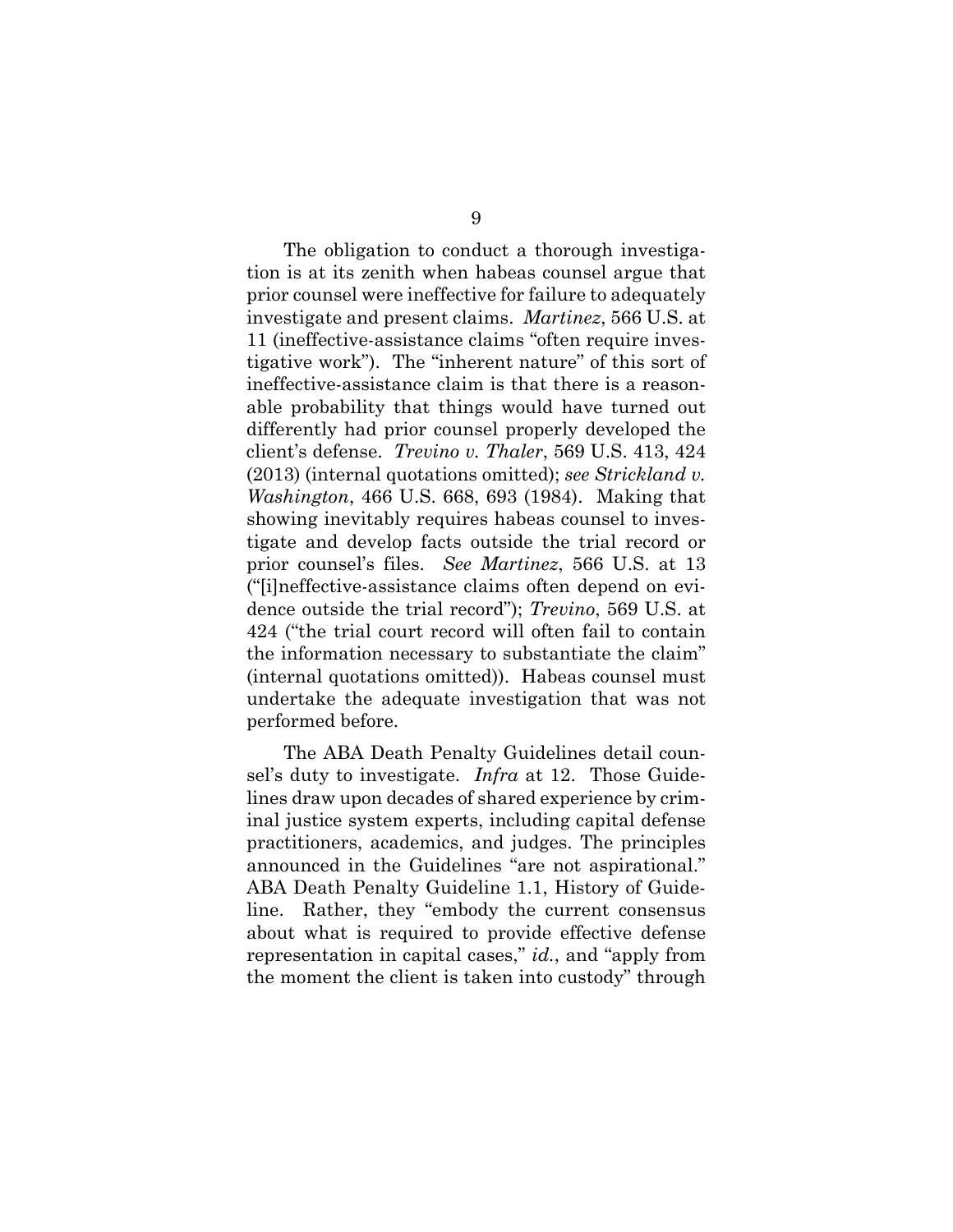The obligation to conduct a thorough investigation is at its zenith when habeas counsel argue that prior counsel were ineffective for failure to adequately investigate and present claims. *Martinez*, 566 U.S. at 11 (ineffective-assistance claims "often require investigative work"). The "inherent nature" of this sort of ineffective-assistance claim is that there is a reasonable probability that things would have turned out differently had prior counsel properly developed the client's defense. *Trevino v. Thaler*, 569 U.S. 413, 424 (2013) (internal quotations omitted); *see Strickland v. Washington*, 466 U.S. 668, 693 (1984). Making that showing inevitably requires habeas counsel to investigate and develop facts outside the trial record or prior counsel's files. *See Martinez*, 566 U.S. at 13 ("[i]neffective-assistance claims often depend on evidence outside the trial record"); *Trevino*, 569 U.S. at 424 ("the trial court record will often fail to contain the information necessary to substantiate the claim" (internal quotations omitted)). Habeas counsel must undertake the adequate investigation that was not performed before.

The ABA Death Penalty Guidelines detail counsel's duty to investigate. *Infra* at 12. Those Guidelines draw upon decades of shared experience by criminal justice system experts, including capital defense practitioners, academics, and judges. The principles announced in the Guidelines "are not aspirational." ABA Death Penalty Guideline 1.1, History of Guideline. Rather, they "embody the current consensus about what is required to provide effective defense representation in capital cases," *id.*, and "apply from the moment the client is taken into custody" through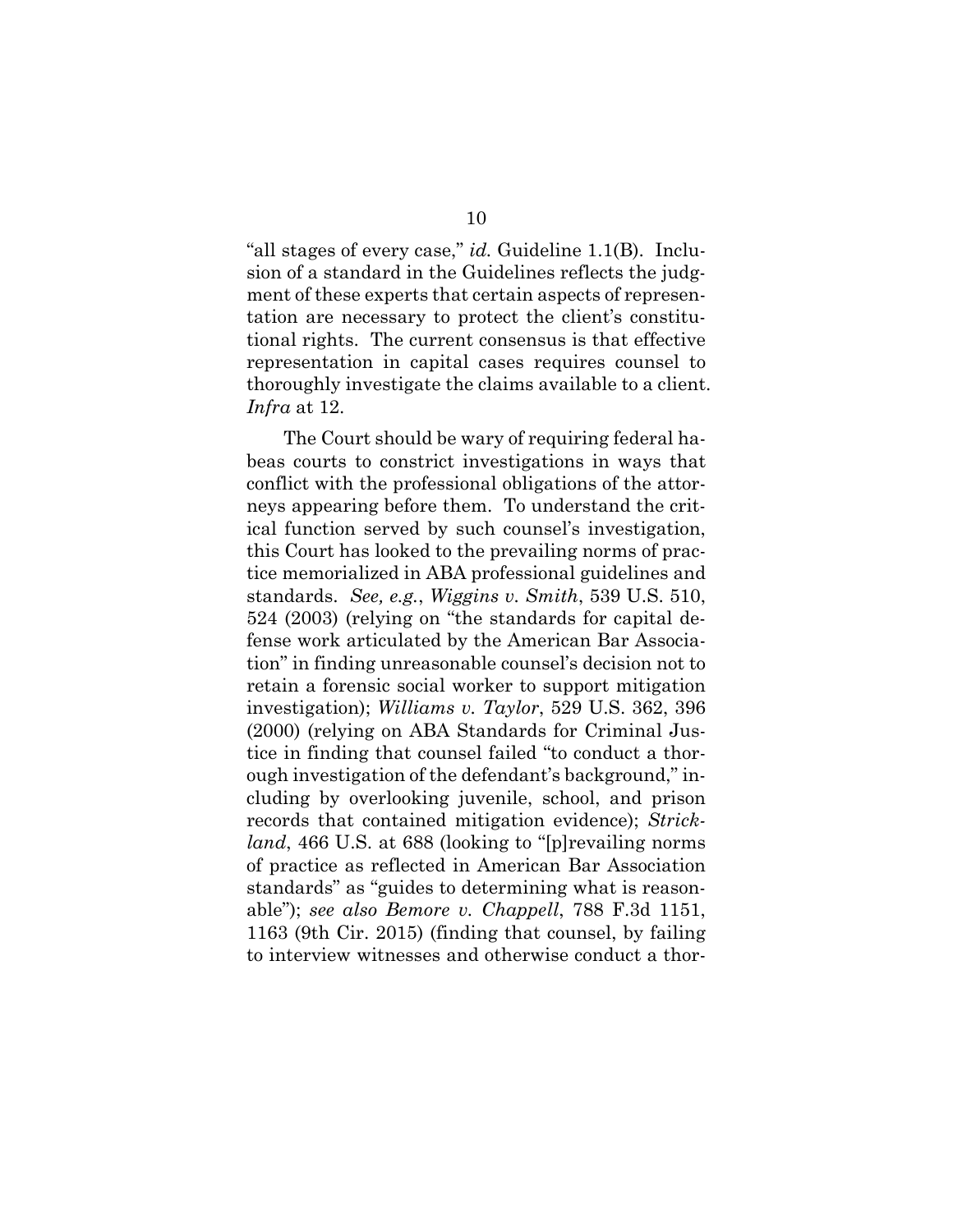"all stages of every case," *id.* Guideline 1.1(B). Inclusion of a standard in the Guidelines reflects the judgment of these experts that certain aspects of representation are necessary to protect the client's constitutional rights. The current consensus is that effective representation in capital cases requires counsel to thoroughly investigate the claims available to a client. *Infra* at 12.

The Court should be wary of requiring federal habeas courts to constrict investigations in ways that conflict with the professional obligations of the attorneys appearing before them. To understand the critical function served by such counsel's investigation, this Court has looked to the prevailing norms of practice memorialized in ABA professional guidelines and standards. *See, e.g.*, *Wiggins v. Smith*, 539 U.S. 510, 524 (2003) (relying on "the standards for capital defense work articulated by the American Bar Association" in finding unreasonable counsel's decision not to retain a forensic social worker to support mitigation investigation); *Williams v. Taylor*, 529 U.S. 362, 396 (2000) (relying on ABA Standards for Criminal Justice in finding that counsel failed "to conduct a thorough investigation of the defendant's background," including by overlooking juvenile, school, and prison records that contained mitigation evidence); *Strickland*, 466 U.S. at 688 (looking to "[p]revailing norms of practice as reflected in American Bar Association standards" as "guides to determining what is reasonable"); *see also Bemore v. Chappell*, 788 F.3d 1151, 1163 (9th Cir. 2015) (finding that counsel, by failing to interview witnesses and otherwise conduct a thor-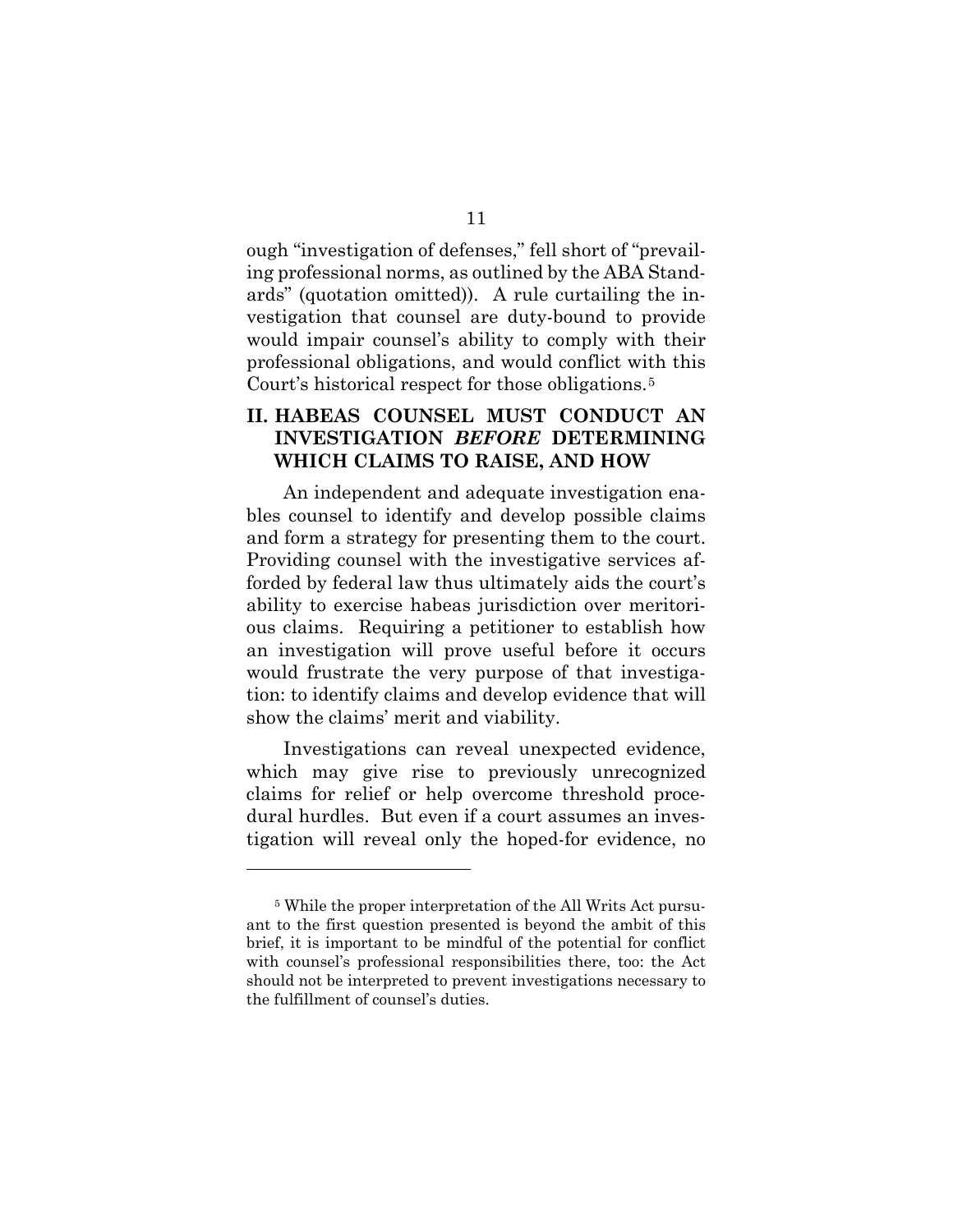ough "investigation of defenses," fell short of "prevailing professional norms, as outlined by the ABA Standards" (quotation omitted)). A rule curtailing the investigation that counsel are duty-bound to provide would impair counsel's ability to comply with their professional obligations, and would conflict with this Court's historical respect for those obligations.[5]

## II. HABEAS COUNSEL MUST CONDUCT AN INVESTIGATION *BEFORE* DETERMINING WHICH CLAIMS TO RAISE, AND HOW

An independent and adequate investigation enables counsel to identify and develop possible claims and form a strategy for presenting them to the court. Providing counsel with the investigative services afforded by federal law thus ultimately aids the court's ability to exercise habeas jurisdiction over meritorious claims. Requiring a petitioner to establish how an investigation will prove useful before it occurs would frustrate the very purpose of that investigation: to identify claims and develop evidence that will show the claims' merit and viability.

Investigations can reveal unexpected evidence, which may give rise to previously unrecognized claims for relief or help overcome threshold procedural hurdles. But even if a court assumes an investigation will reveal only the hoped-for evidence, no

---

[5] While the proper interpretation of the All Writs Act pursuant to the first question presented is beyond the ambit of this brief, it is important to be mindful of the potential for conflict with counsel's professional responsibilities there, too: the Act should not be interpreted to prevent investigations necessary to the fulfillment of counsel's duties.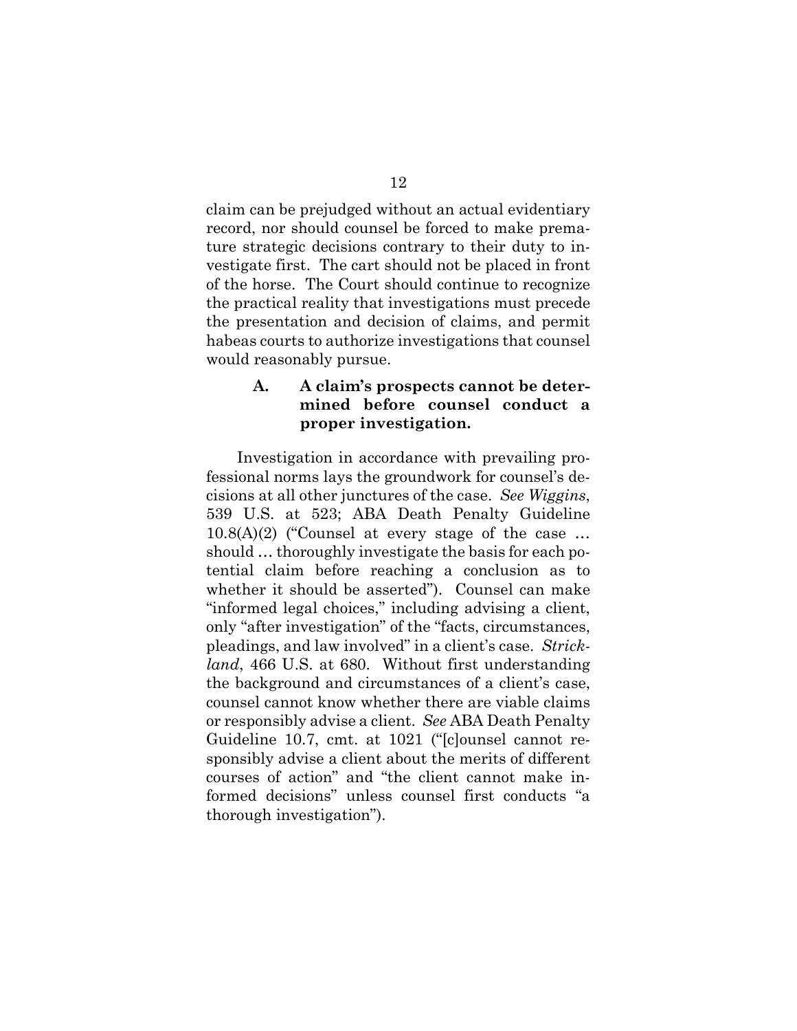claim can be prejudged without an actual evidentiary record, nor should counsel be forced to make premature strategic decisions contrary to their duty to investigate first. The cart should not be placed in front of the horse. The Court should continue to recognize the practical reality that investigations must precede the presentation and decision of claims, and permit habeas courts to authorize investigations that counsel would reasonably pursue.

### A. A claim's prospects cannot be determined before counsel conduct a proper investigation.

Investigation in accordance with prevailing professional norms lays the groundwork for counsel's decisions at all other junctures of the case. *See Wiggins*, 539 U.S. at 523; ABA Death Penalty Guideline 10.8(A)(2) ("Counsel at every stage of the case … should … thoroughly investigate the basis for each potential claim before reaching a conclusion as to whether it should be asserted"). Counsel can make "informed legal choices," including advising a client, only "after investigation" of the "facts, circumstances, pleadings, and law involved" in a client's case. *Strickland*, 466 U.S. at 680. Without first understanding the background and circumstances of a client's case, counsel cannot know whether there are viable claims or responsibly advise a client. *See* ABA Death Penalty Guideline 10.7, cmt. at 1021 ("[c]ounsel cannot responsibly advise a client about the merits of different courses of action" and "the client cannot make informed decisions" unless counsel first conducts "a thorough investigation").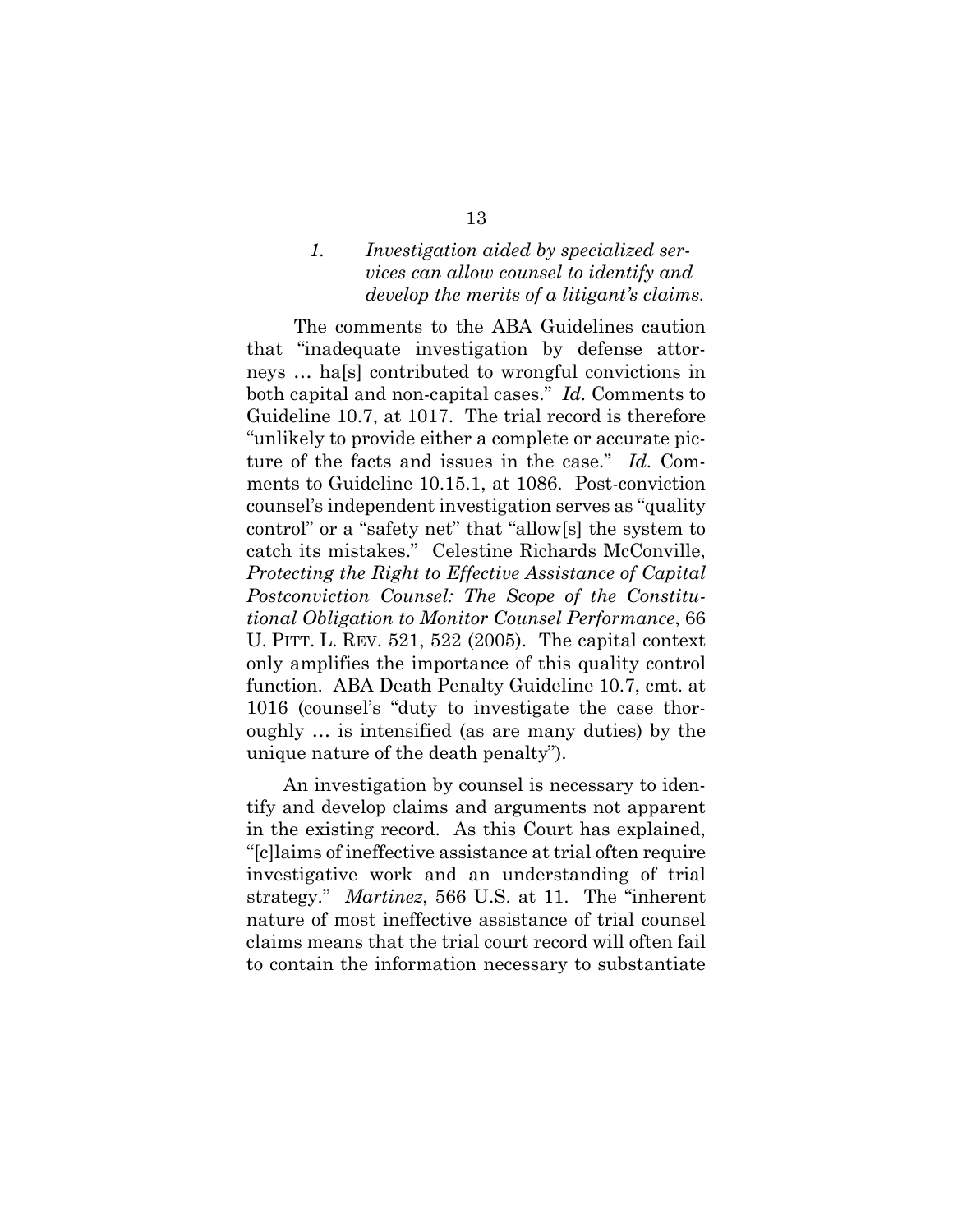### *1. Investigation aided by specialized services can allow counsel to identify and develop the merits of a litigant's claims.*

The comments to the ABA Guidelines caution that "inadequate investigation by defense attorneys … ha[s] contributed to wrongful convictions in both capital and non-capital cases." *Id.* Comments to Guideline 10.7, at 1017. The trial record is therefore "unlikely to provide either a complete or accurate picture of the facts and issues in the case." *Id.* Comments to Guideline 10.15.1, at 1086. Post-conviction counsel's independent investigation serves as "quality control" or a "safety net" that "allow[s] the system to catch its mistakes." Celestine Richards McConville, *Protecting the Right to Effective Assistance of Capital Postconviction Counsel: The Scope of the Constitutional Obligation to Monitor Counsel Performance*, 66 U. PITT. L. REV. 521, 522 (2005). The capital context only amplifies the importance of this quality control function. ABA Death Penalty Guideline 10.7, cmt. at 1016 (counsel's "duty to investigate the case thoroughly … is intensified (as are many duties) by the unique nature of the death penalty").

An investigation by counsel is necessary to identify and develop claims and arguments not apparent in the existing record. As this Court has explained, "[c]laims of ineffective assistance at trial often require investigative work and an understanding of trial strategy." *Martinez*, 566 U.S. at 11. The "inherent nature of most ineffective assistance of trial counsel claims means that the trial court record will often fail to contain the information necessary to substantiate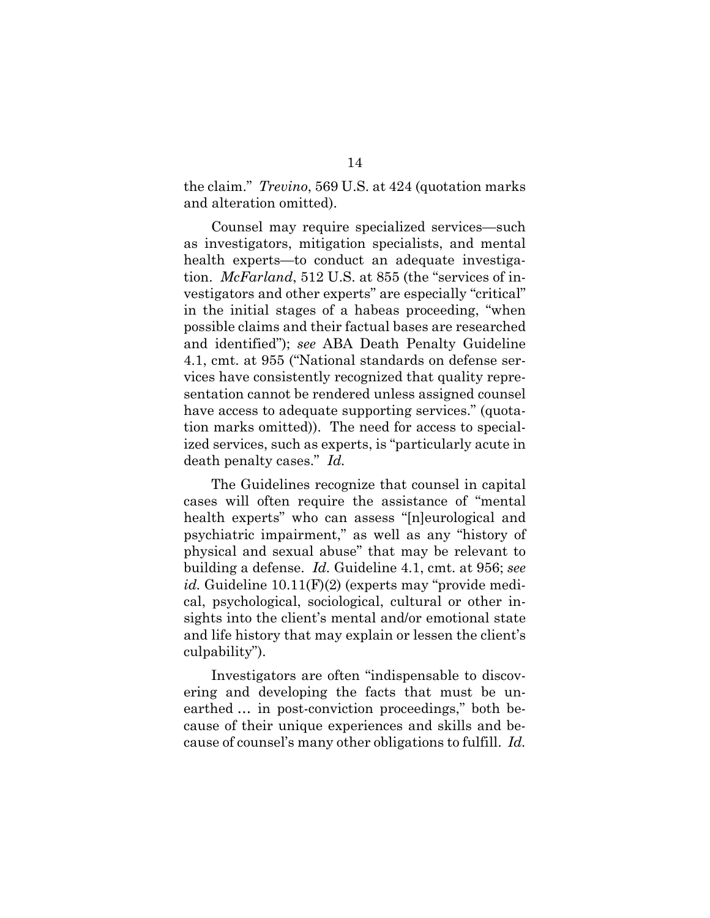the claim." *Trevino*, 569 U.S. at 424 (quotation marks and alteration omitted).

Counsel may require specialized services—such as investigators, mitigation specialists, and mental health experts—to conduct an adequate investigation. *McFarland*, 512 U.S. at 855 (the "services of investigators and other experts" are especially "critical" in the initial stages of a habeas proceeding, "when possible claims and their factual bases are researched and identified"); *see* ABA Death Penalty Guideline 4.1, cmt. at 955 ("National standards on defense services have consistently recognized that quality representation cannot be rendered unless assigned counsel have access to adequate supporting services." (quotation marks omitted)). The need for access to specialized services, such as experts, is "particularly acute in death penalty cases." *Id.*

The Guidelines recognize that counsel in capital cases will often require the assistance of "mental health experts" who can assess "[n]eurological and psychiatric impairment," as well as any "history of physical and sexual abuse" that may be relevant to building a defense. *Id.* Guideline 4.1, cmt. at 956; *see id.* Guideline 10.11(F)(2) (experts may "provide medical, psychological, sociological, cultural or other insights into the client's mental and/or emotional state and life history that may explain or lessen the client's culpability").

Investigators are often "indispensable to discovering and developing the facts that must be unearthed … in post-conviction proceedings," both because of their unique experiences and skills and because of counsel's many other obligations to fulfill. *Id.*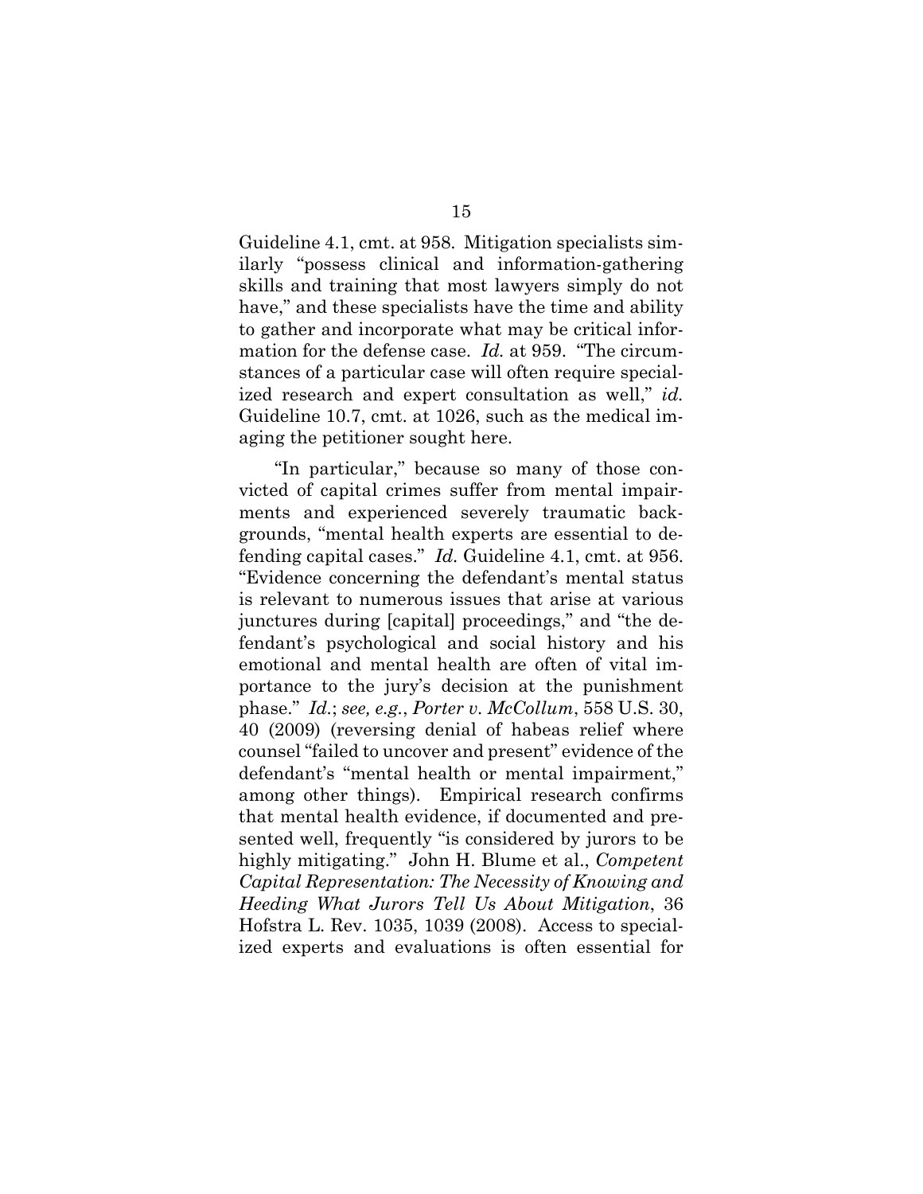Guideline 4.1, cmt. at 958. Mitigation specialists similarly "possess clinical and information-gathering skills and training that most lawyers simply do not have," and these specialists have the time and ability to gather and incorporate what may be critical information for the defense case. *Id.* at 959. "The circumstances of a particular case will often require specialized research and expert consultation as well," *id.* Guideline 10.7, cmt. at 1026, such as the medical imaging the petitioner sought here.

"In particular," because so many of those convicted of capital crimes suffer from mental impairments and experienced severely traumatic backgrounds, "mental health experts are essential to defending capital cases." *Id.* Guideline 4.1, cmt. at 956. "Evidence concerning the defendant's mental status is relevant to numerous issues that arise at various junctures during [capital] proceedings," and "the defendant's psychological and social history and his emotional and mental health are often of vital importance to the jury's decision at the punishment phase." *Id.*; *see, e.g.*, *Porter v. McCollum*, 558 U.S. 30, 40 (2009) (reversing denial of habeas relief where counsel "failed to uncover and present" evidence of the defendant's "mental health or mental impairment," among other things). Empirical research confirms that mental health evidence, if documented and presented well, frequently "is considered by jurors to be highly mitigating." John H. Blume et al., *Competent Capital Representation: The Necessity of Knowing and Heeding What Jurors Tell Us About Mitigation*, 36 Hofstra L. Rev. 1035, 1039 (2008). Access to specialized experts and evaluations is often essential for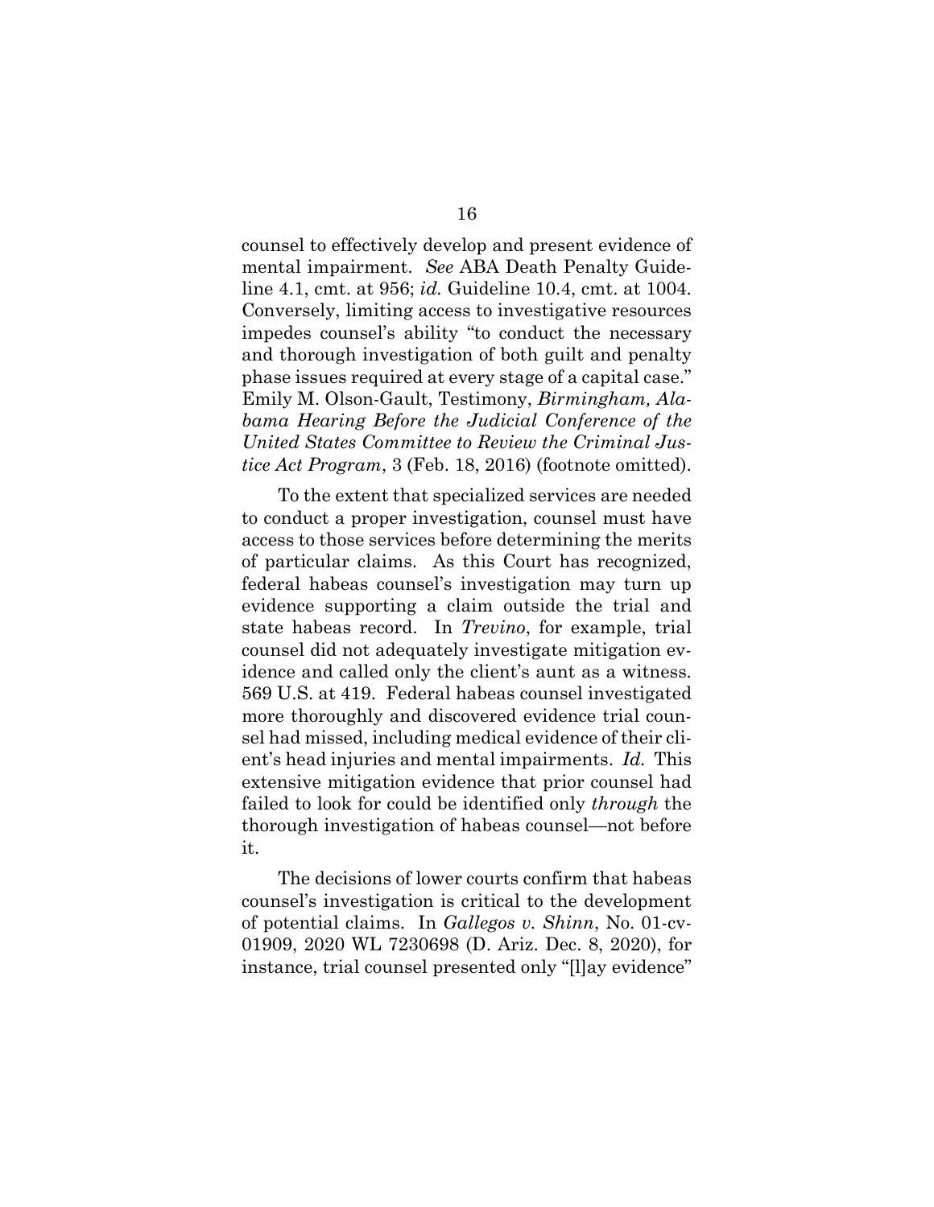counsel to effectively develop and present evidence of mental impairment. *See* ABA Death Penalty Guideline 4.1, cmt. at 956; *id.* Guideline 10.4, cmt. at 1004. Conversely, limiting access to investigative resources impedes counsel's ability "to conduct the necessary and thorough investigation of both guilt and penalty phase issues required at every stage of a capital case." Emily M. Olson-Gault, Testimony, *Birmingham, Alabama Hearing Before the Judicial Conference of the United States Committee to Review the Criminal Justice Act Program*, 3 (Feb. 18, 2016) (footnote omitted).

To the extent that specialized services are needed to conduct a proper investigation, counsel must have access to those services before determining the merits of particular claims. As this Court has recognized, federal habeas counsel's investigation may turn up evidence supporting a claim outside the trial and state habeas record. In *Trevino*, for example, trial counsel did not adequately investigate mitigation evidence and called only the client's aunt as a witness. 569 U.S. at 419. Federal habeas counsel investigated more thoroughly and discovered evidence trial counsel had missed, including medical evidence of their client's head injuries and mental impairments. *Id.* This extensive mitigation evidence that prior counsel had failed to look for could be identified only *through* the thorough investigation of habeas counsel—not before it.

The decisions of lower courts confirm that habeas counsel's investigation is critical to the development of potential claims. In *Gallegos v. Shinn*, No. 01-cv-01909, 2020 WL 7230698 (D. Ariz. Dec. 8, 2020), for instance, trial counsel presented only "[l]ay evidence"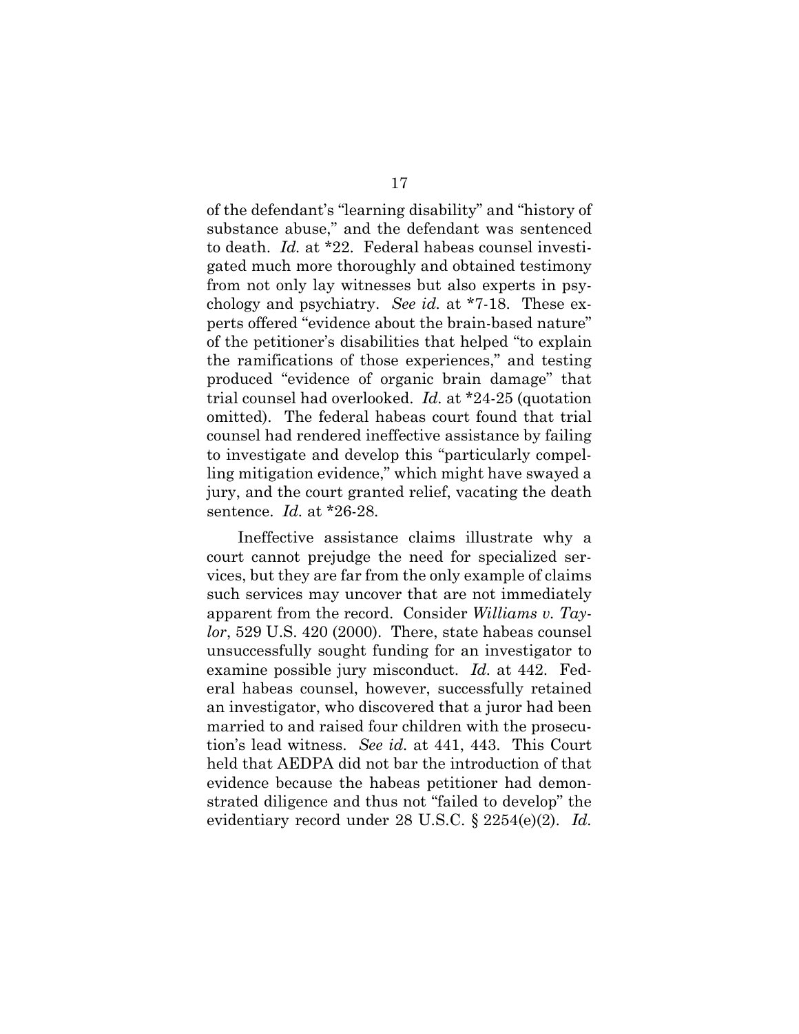of the defendant's "learning disability" and "history of substance abuse," and the defendant was sentenced to death. *Id.* at *22. Federal habeas counsel investigated much more thoroughly and obtained testimony from not only lay witnesses but also experts in psychology and psychiatry. *See id.* at *7-18. These experts offered "evidence about the brain-based nature" of the petitioner's disabilities that helped "to explain the ramifications of those experiences," and testing produced "evidence of organic brain damage" that trial counsel had overlooked. *Id.* at *24-25 (quotation omitted). The federal habeas court found that trial counsel had rendered ineffective assistance by failing to investigate and develop this "particularly compelling mitigation evidence," which might have swayed a jury, and the court granted relief, vacating the death sentence. *Id.* at *26-28.

Ineffective assistance claims illustrate why a court cannot prejudge the need for specialized services, but they are far from the only example of claims such services may uncover that are not immediately apparent from the record. Consider *Williams v. Taylor*, 529 U.S. 420 (2000). There, state habeas counsel unsuccessfully sought funding for an investigator to examine possible jury misconduct. *Id.* at 442. Federal habeas counsel, however, successfully retained an investigator, who discovered that a juror had been married to and raised four children with the prosecution's lead witness. *See id.* at 441, 443. This Court held that AEDPA did not bar the introduction of that evidence because the habeas petitioner had demonstrated diligence and thus not "failed to develop" the evidentiary record under 28 U.S.C. § 2254(e)(2). *Id.*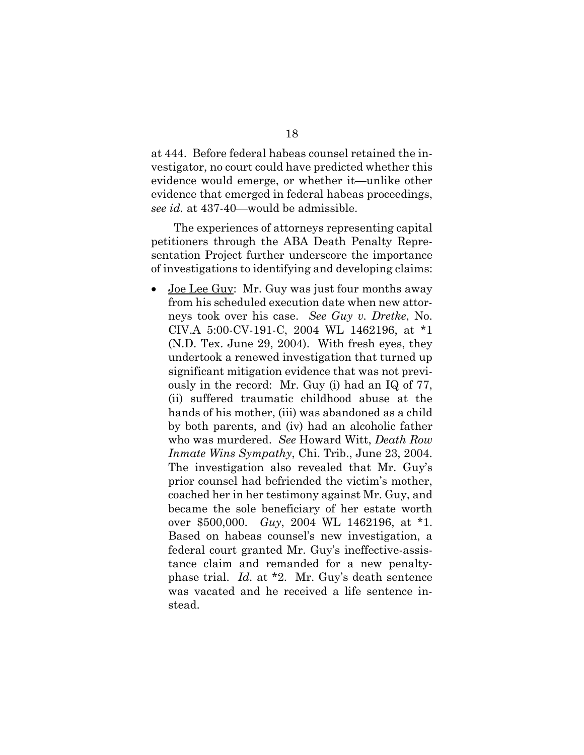at 444. Before federal habeas counsel retained the investigator, no court could have predicted whether this evidence would emerge, or whether it—unlike other evidence that emerged in federal habeas proceedings, *see id.* at 437-40—would be admissible.

The experiences of attorneys representing capital petitioners through the ABA Death Penalty Representation Project further underscore the importance of investigations to identifying and developing claims:

- Joe Lee Guy: Mr. Guy was just four months away from his scheduled execution date when new attorneys took over his case. *See Guy v. Dretke*, No. CIV.A 5:00-CV-191-C, 2004 WL 1462196, at *1 (N.D. Tex. June 29, 2004). With fresh eyes, they undertook a renewed investigation that turned up significant mitigation evidence that was not previously in the record: Mr. Guy (i) had an IQ of 77, (ii) suffered traumatic childhood abuse at the hands of his mother, (iii) was abandoned as a child by both parents, and (iv) had an alcoholic father who was murdered. *See* Howard Witt, *Death Row Inmate Wins Sympathy*, Chi. Trib., June 23, 2004. The investigation also revealed that Mr. Guy's prior counsel had befriended the victim's mother, coached her in her testimony against Mr. Guy, and became the sole beneficiary of her estate worth over $500,000. *Guy*, 2004 WL 1462196, at *1. Based on habeas counsel's new investigation, a federal court granted Mr. Guy's ineffective-assistance claim and remanded for a new penalty-phase trial. *Id.* at *2. Mr. Guy's death sentence was vacated and he received a life sentence instead.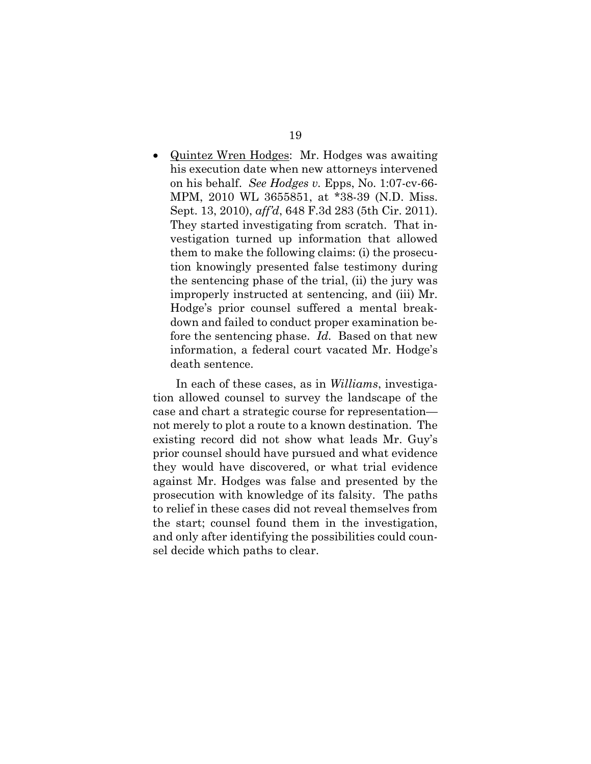- Quintez Wren Hodges: Mr. Hodges was awaiting his execution date when new attorneys intervened on his behalf. *See Hodges v.* Epps, No. 1:07-cv-66-MPM, 2010 WL 3655851, at *38-39 (N.D. Miss. Sept. 13, 2010), *aff'd*, 648 F.3d 283 (5th Cir. 2011). They started investigating from scratch. That investigation turned up information that allowed them to make the following claims: (i) the prosecution knowingly presented false testimony during the sentencing phase of the trial, (ii) the jury was improperly instructed at sentencing, and (iii) Mr. Hodge's prior counsel suffered a mental breakdown and failed to conduct proper examination before the sentencing phase. *Id.* Based on that new information, a federal court vacated Mr. Hodge's death sentence.

In each of these cases, as in *Williams*, investigation allowed counsel to survey the landscape of the case and chart a strategic course for representation—not merely to plot a route to a known destination. The existing record did not show what leads Mr. Guy's prior counsel should have pursued and what evidence they would have discovered, or what trial evidence against Mr. Hodges was false and presented by the prosecution with knowledge of its falsity. The paths to relief in these cases did not reveal themselves from the start; counsel found them in the investigation, and only after identifying the possibilities could counsel decide which paths to clear.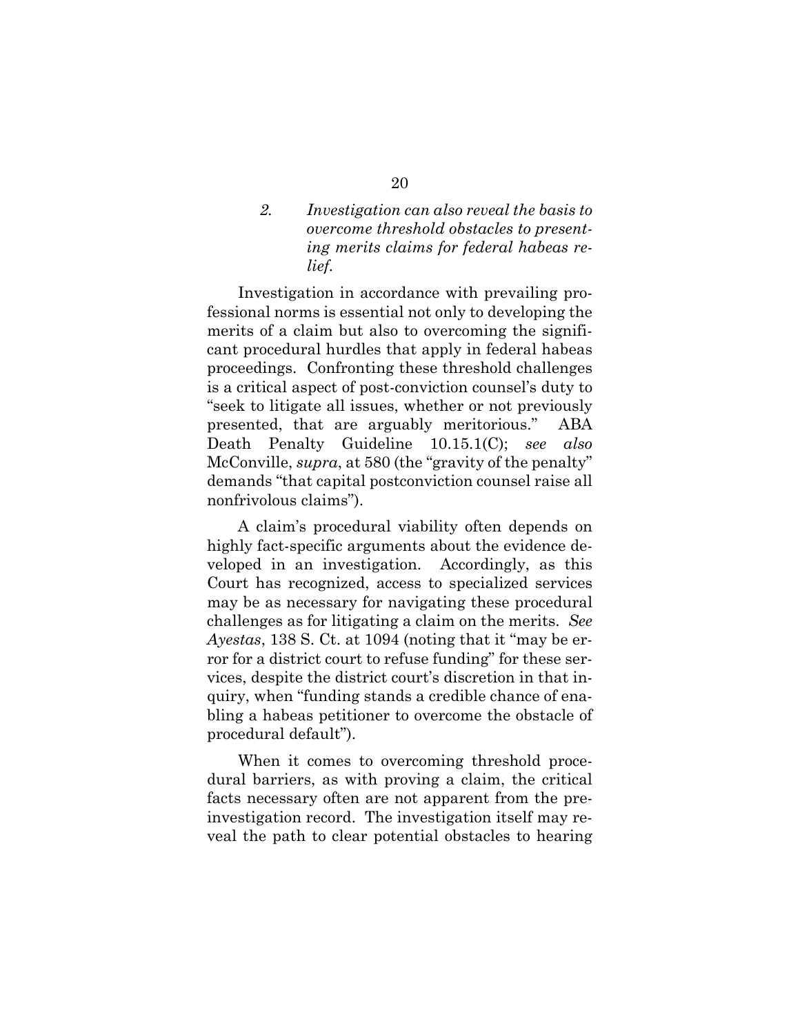### *2. Investigation can also reveal the basis to overcome threshold obstacles to presenting merits claims for federal habeas relief.*

Investigation in accordance with prevailing professional norms is essential not only to developing the merits of a claim but also to overcoming the significant procedural hurdles that apply in federal habeas proceedings. Confronting these threshold challenges is a critical aspect of post-conviction counsel's duty to "seek to litigate all issues, whether or not previously presented, that are arguably meritorious." ABA Death Penalty Guideline 10.15.1(C); *see also* McConville, *supra*, at 580 (the "gravity of the penalty" demands "that capital postconviction counsel raise all nonfrivolous claims").

A claim's procedural viability often depends on highly fact-specific arguments about the evidence developed in an investigation. Accordingly, as this Court has recognized, access to specialized services may be as necessary for navigating these procedural challenges as for litigating a claim on the merits. *See Ayestas*, 138 S. Ct. at 1094 (noting that it "may be error for a district court to refuse funding" for these services, despite the district court's discretion in that inquiry, when "funding stands a credible chance of enabling a habeas petitioner to overcome the obstacle of procedural default").

When it comes to overcoming threshold procedural barriers, as with proving a claim, the critical facts necessary often are not apparent from the pre-investigation record. The investigation itself may reveal the path to clear potential obstacles to hearing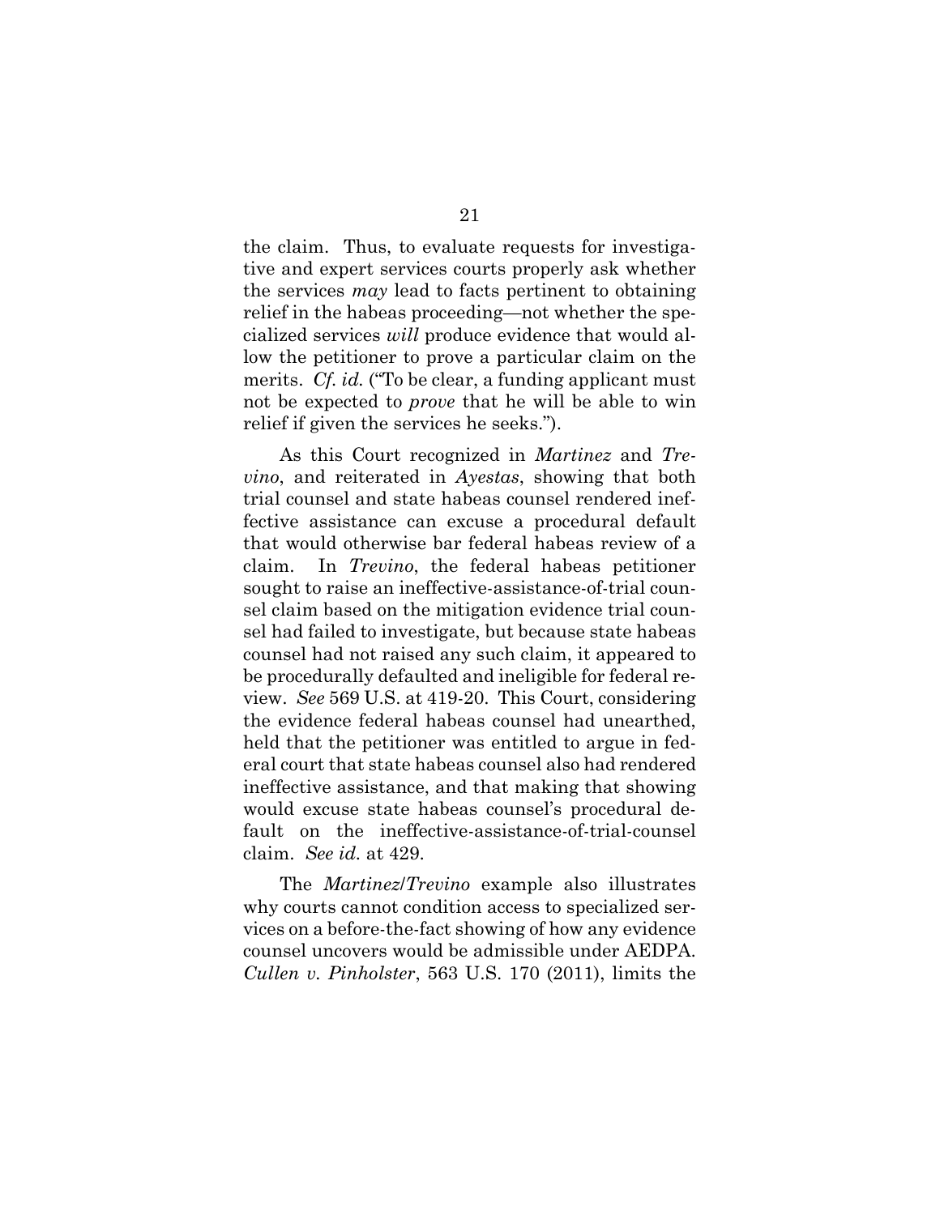the claim. Thus, to evaluate requests for investigative and expert services courts properly ask whether the services *may* lead to facts pertinent to obtaining relief in the habeas proceeding—not whether the specialized services *will* produce evidence that would allow the petitioner to prove a particular claim on the merits. *Cf. id.* ("To be clear, a funding applicant must not be expected to *prove* that he will be able to win relief if given the services he seeks.").

As this Court recognized in *Martinez* and *Trevino*, and reiterated in *Ayestas*, showing that both trial counsel and state habeas counsel rendered ineffective assistance can excuse a procedural default that would otherwise bar federal habeas review of a claim. In *Trevino*, the federal habeas petitioner sought to raise an ineffective-assistance-of-trial counsel claim based on the mitigation evidence trial counsel had failed to investigate, but because state habeas counsel had not raised any such claim, it appeared to be procedurally defaulted and ineligible for federal review. *See* 569 U.S. at 419-20. This Court, considering the evidence federal habeas counsel had unearthed, held that the petitioner was entitled to argue in federal court that state habeas counsel also had rendered ineffective assistance, and that making that showing would excuse state habeas counsel's procedural default on the ineffective-assistance-of-trial-counsel claim. *See id.* at 429.

The *Martinez*/*Trevino* example also illustrates why courts cannot condition access to specialized services on a before-the-fact showing of how any evidence counsel uncovers would be admissible under AEDPA. *Cullen v. Pinholster*, 563 U.S. 170 (2011), limits the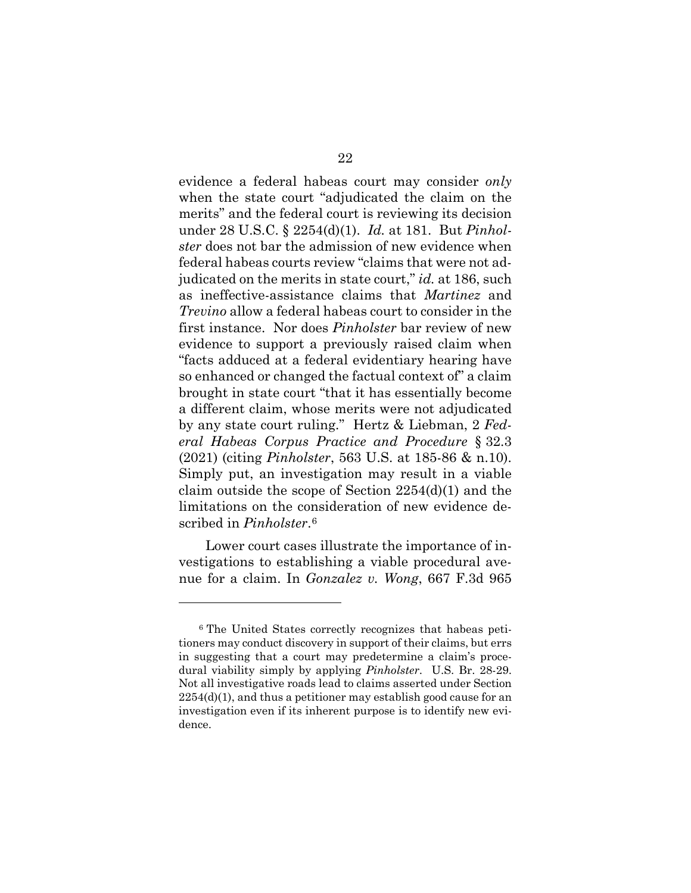evidence a federal habeas court may consider *only* when the state court "adjudicated the claim on the merits" and the federal court is reviewing its decision under 28 U.S.C. § 2254(d)(1). *Id.* at 181. But *Pinholster* does not bar the admission of new evidence when federal habeas courts review "claims that were not adjudicated on the merits in state court," *id.* at 186, such as ineffective-assistance claims that *Martinez* and *Trevino* allow a federal habeas court to consider in the first instance. Nor does *Pinholster* bar review of new evidence to support a previously raised claim when "facts adduced at a federal evidentiary hearing have so enhanced or changed the factual context of" a claim brought in state court "that it has essentially become a different claim, whose merits were not adjudicated by any state court ruling." Hertz & Liebman, 2 *Federal Habeas Corpus Practice and Procedure* § 32.3 (2021) (citing *Pinholster*, 563 U.S. at 185-86 & n.10). Simply put, an investigation may result in a viable claim outside the scope of Section 2254(d)(1) and the limitations on the consideration of new evidence described in *Pinholster*.[6]

Lower court cases illustrate the importance of investigations to establishing a viable procedural avenue for a claim. In *Gonzalez v. Wong*, 667 F.3d 965

---

[6] The United States correctly recognizes that habeas petitioners may conduct discovery in support of their claims, but errs in suggesting that a court may predetermine a claim's procedural viability simply by applying *Pinholster*. U.S. Br. 28-29. Not all investigative roads lead to claims asserted under Section 2254(d)(1), and thus a petitioner may establish good cause for an investigation even if its inherent purpose is to identify new evidence.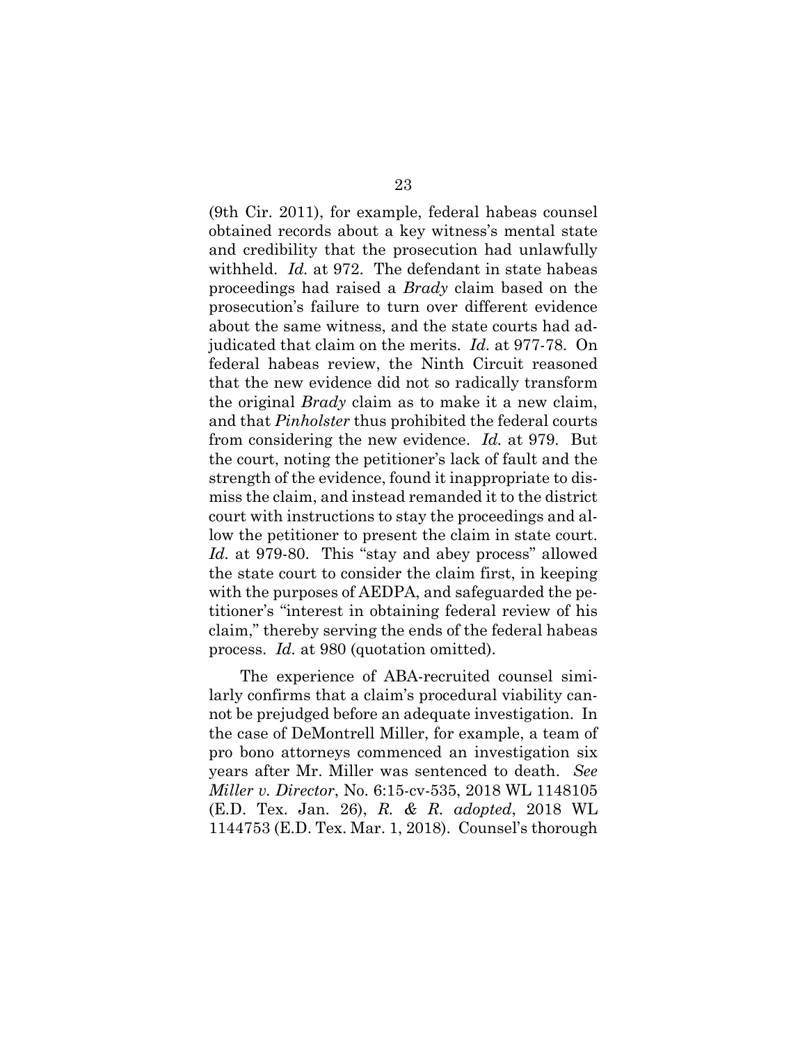(9th Cir. 2011), for example, federal habeas counsel obtained records about a key witness's mental state and credibility that the prosecution had unlawfully withheld. *Id.* at 972. The defendant in state habeas proceedings had raised a *Brady* claim based on the prosecution's failure to turn over different evidence about the same witness, and the state courts had adjudicated that claim on the merits. *Id.* at 977-78. On federal habeas review, the Ninth Circuit reasoned that the new evidence did not so radically transform the original *Brady* claim as to make it a new claim, and that *Pinholster* thus prohibited the federal courts from considering the new evidence. *Id.* at 979. But the court, noting the petitioner's lack of fault and the strength of the evidence, found it inappropriate to dismiss the claim, and instead remanded it to the district court with instructions to stay the proceedings and allow the petitioner to present the claim in state court. *Id.* at 979-80. This "stay and abey process" allowed the state court to consider the claim first, in keeping with the purposes of AEDPA, and safeguarded the petitioner's "interest in obtaining federal review of his claim," thereby serving the ends of the federal habeas process. *Id.* at 980 (quotation omitted).

The experience of ABA-recruited counsel similarly confirms that a claim's procedural viability cannot be prejudged before an adequate investigation. In the case of DeMontrell Miller, for example, a team of pro bono attorneys commenced an investigation six years after Mr. Miller was sentenced to death. *See Miller v. Director*, No. 6:15-cv-535, 2018 WL 1148105 (E.D. Tex. Jan. 26), *R. & R. adopted*, 2018 WL 1144753 (E.D. Tex. Mar. 1, 2018). Counsel's thorough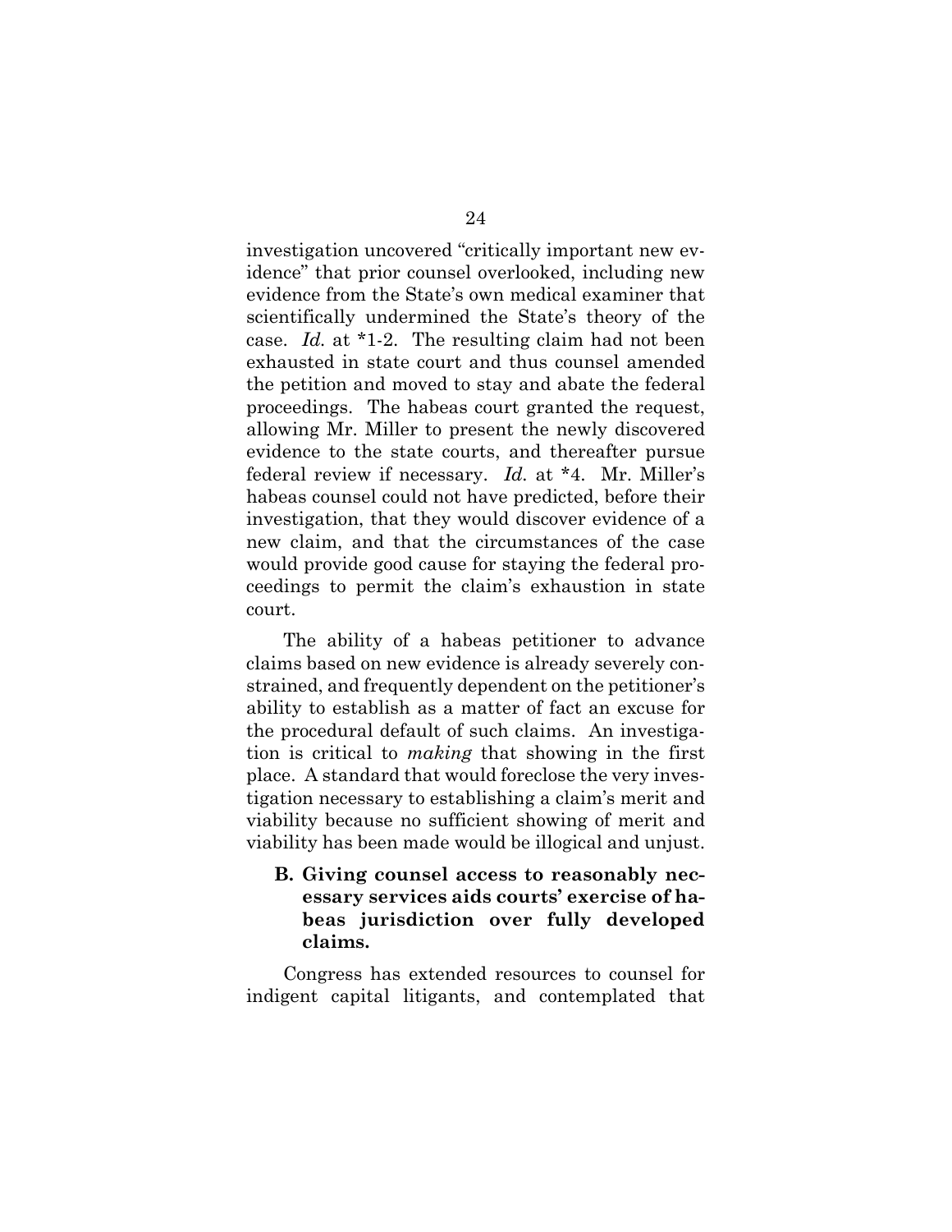investigation uncovered "critically important new evidence" that prior counsel overlooked, including new evidence from the State's own medical examiner that scientifically undermined the State's theory of the case. *Id.* at *1-2. The resulting claim had not been exhausted in state court and thus counsel amended the petition and moved to stay and abate the federal proceedings. The habeas court granted the request, allowing Mr. Miller to present the newly discovered evidence to the state courts, and thereafter pursue federal review if necessary. *Id.* at *4. Mr. Miller's habeas counsel could not have predicted, before their investigation, that they would discover evidence of a new claim, and that the circumstances of the case would provide good cause for staying the federal proceedings to permit the claim's exhaustion in state court.

The ability of a habeas petitioner to advance claims based on new evidence is already severely constrained, and frequently dependent on the petitioner's ability to establish as a matter of fact an excuse for the procedural default of such claims. An investigation is critical to *making* that showing in the first place. A standard that would foreclose the very investigation necessary to establishing a claim's merit and viability because no sufficient showing of merit and viability has been made would be illogical and unjust.

### B. Giving counsel access to reasonably necessary services aids courts' exercise of habeas jurisdiction over fully developed claims.

Congress has extended resources to counsel for indigent capital litigants, and contemplated that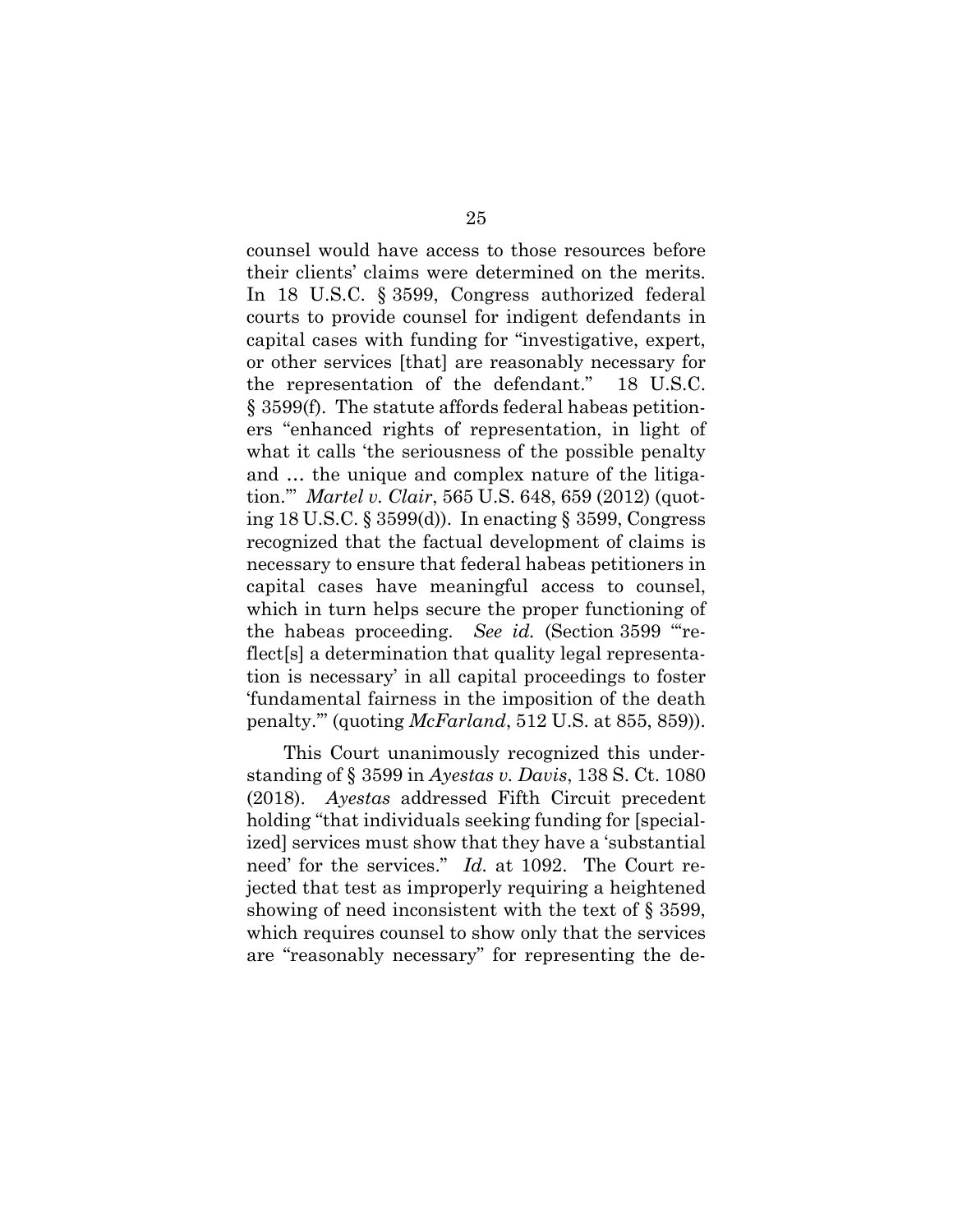counsel would have access to those resources before their clients' claims were determined on the merits. In 18 U.S.C. § 3599, Congress authorized federal courts to provide counsel for indigent defendants in capital cases with funding for "investigative, expert, or other services [that] are reasonably necessary for the representation of the defendant." 18 U.S.C. § 3599(f). The statute affords federal habeas petitioners "enhanced rights of representation, in light of what it calls 'the seriousness of the possible penalty and … the unique and complex nature of the litigation.'" *Martel v. Clair*, 565 U.S. 648, 659 (2012) (quoting 18 U.S.C. § 3599(d)). In enacting § 3599, Congress recognized that the factual development of claims is necessary to ensure that federal habeas petitioners in capital cases have meaningful access to counsel, which in turn helps secure the proper functioning of the habeas proceeding. *See id.* (Section 3599 "'reflect[s] a determination that quality legal representation is necessary' in all capital proceedings to foster 'fundamental fairness in the imposition of the death penalty.'" (quoting *McFarland*, 512 U.S. at 855, 859)).

This Court unanimously recognized this understanding of § 3599 in *Ayestas v. Davis*, 138 S. Ct. 1080 (2018). *Ayestas* addressed Fifth Circuit precedent holding "that individuals seeking funding for [specialized] services must show that they have a 'substantial need' for the services." *Id.* at 1092. The Court rejected that test as improperly requiring a heightened showing of need inconsistent with the text of § 3599, which requires counsel to show only that the services are "reasonably necessary" for representing the de-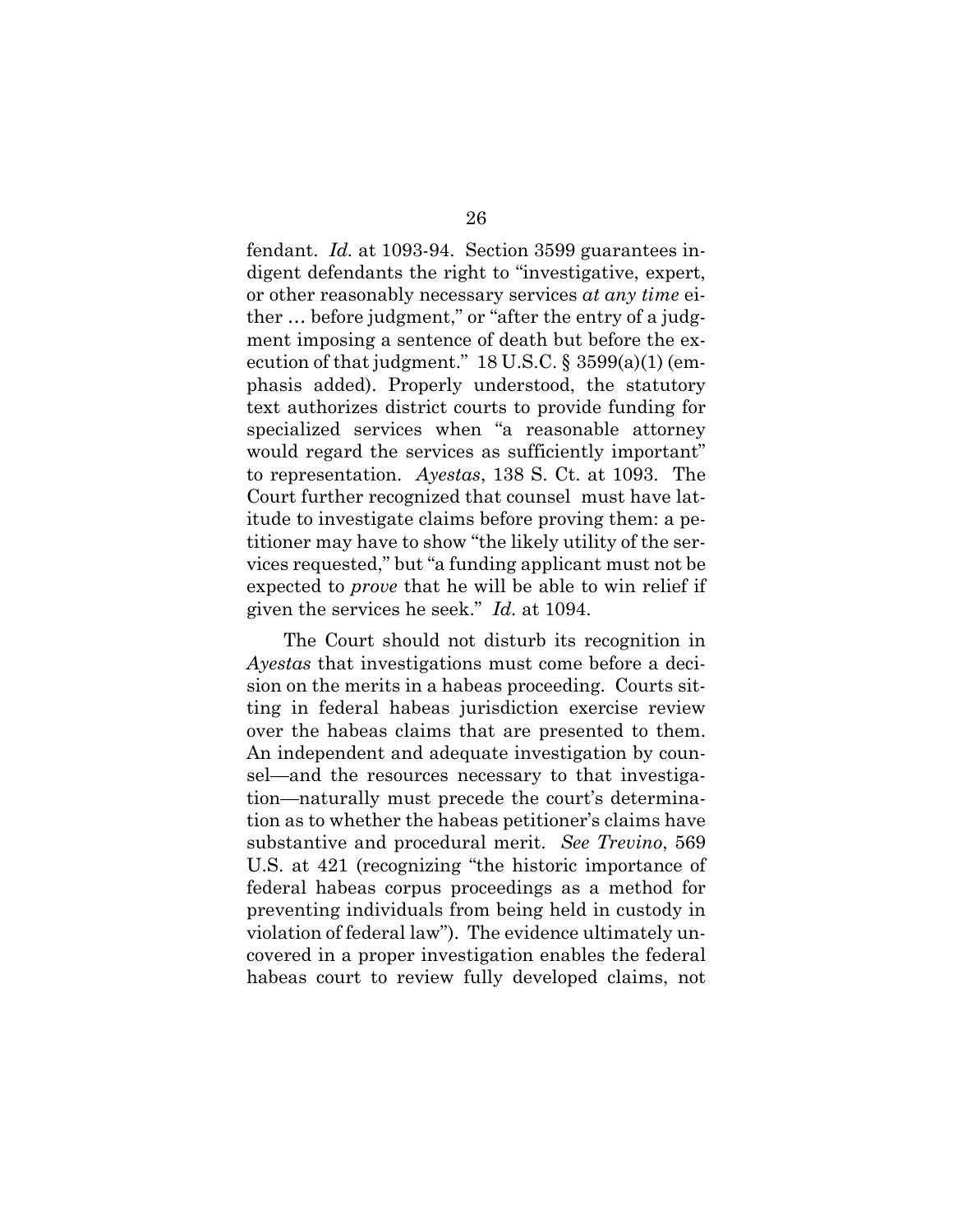fendant. *Id.* at 1093-94. Section 3599 guarantees indigent defendants the right to "investigative, expert, or other reasonably necessary services *at any time* either … before judgment," or "after the entry of a judgment imposing a sentence of death but before the execution of that judgment." 18 U.S.C. § 3599(a)(1) (emphasis added). Properly understood, the statutory text authorizes district courts to provide funding for specialized services when "a reasonable attorney would regard the services as sufficiently important" to representation. *Ayestas*, 138 S. Ct. at 1093. The Court further recognized that counsel must have latitude to investigate claims before proving them: a petitioner may have to show "the likely utility of the services requested," but "a funding applicant must not be expected to *prove* that he will be able to win relief if given the services he seek." *Id.* at 1094.

The Court should not disturb its recognition in *Ayestas* that investigations must come before a decision on the merits in a habeas proceeding. Courts sitting in federal habeas jurisdiction exercise review over the habeas claims that are presented to them. An independent and adequate investigation by counsel—and the resources necessary to that investigation—naturally must precede the court's determination as to whether the habeas petitioner's claims have substantive and procedural merit. *See Trevino*, 569 U.S. at 421 (recognizing "the historic importance of federal habeas corpus proceedings as a method for preventing individuals from being held in custody in violation of federal law"). The evidence ultimately uncovered in a proper investigation enables the federal habeas court to review fully developed claims, not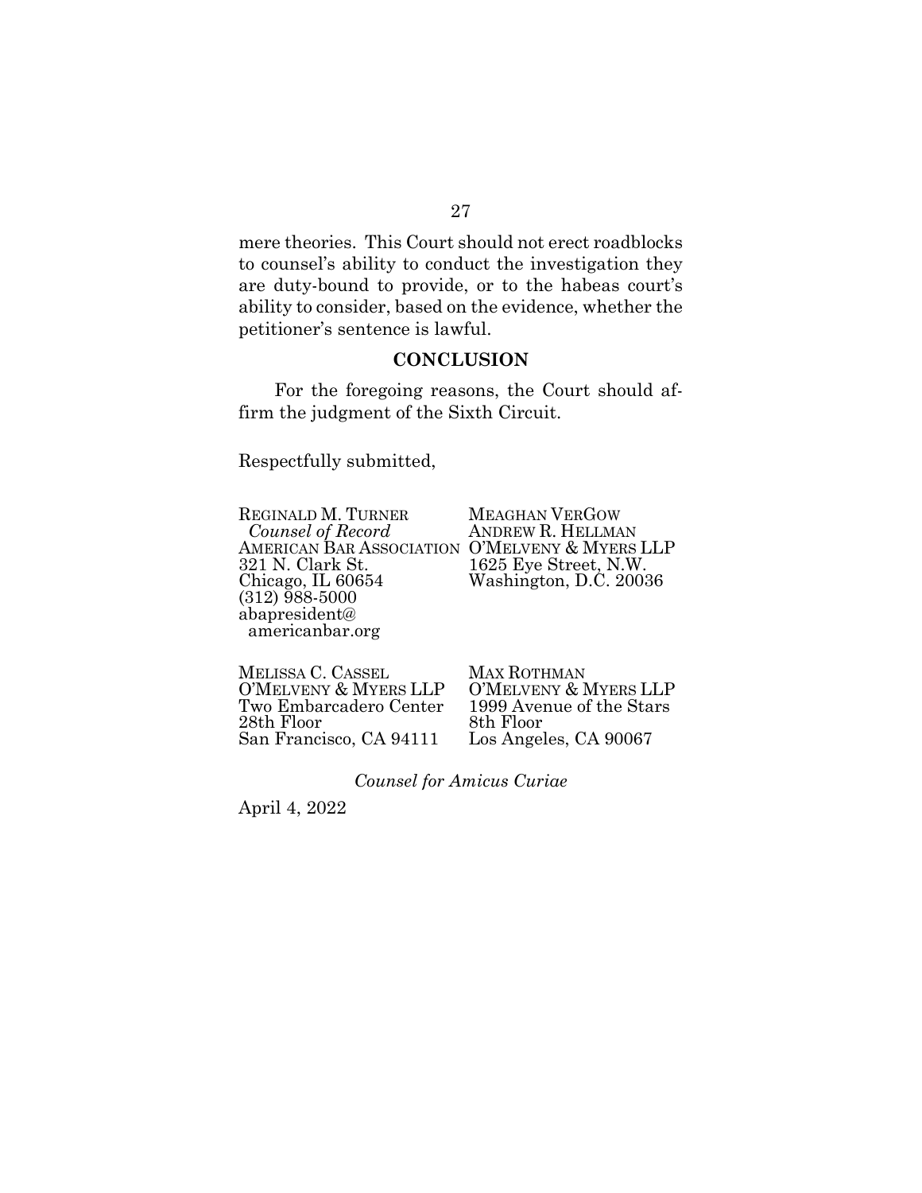mere theories. This Court should not erect roadblocks to counsel's ability to conduct the investigation they are duty-bound to provide, or to the habeas court's ability to consider, based on the evidence, whether the petitioner's sentence is lawful.

## CONCLUSION

For the foregoing reasons, the Court should affirm the judgment of the Sixth Circuit.

Respectfully submitted,

REGINALD M. TURNER
*Counsel of Record*
AMERICAN BAR ASSOCIATION
321 N. Clark St.
Chicago, IL 60654
(312) 988-5000
abapresident@americanbar.org

MEAGHAN VERGOW
ANDREW R. HELLMAN
O'MELVENY & MYERS LLP
1625 Eye Street, N.W.
Washington, D.C. 20036

MELISSA C. CASSEL
O'MELVENY & MYERS LLP
Two Embarcadero Center
28th Floor
San Francisco, CA 94111

MAX ROTHMAN
O'MELVENY & MYERS LLP
1999 Avenue of the Stars
8th Floor
Los Angeles, CA 90067

*Counsel for Amicus Curiae*

April 4, 2022